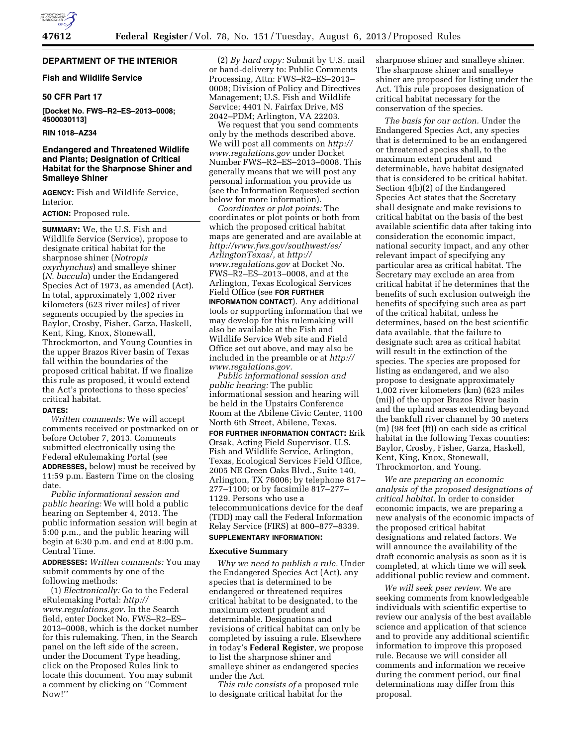## DEPARTMENT OF THE INTERIOR

### Fish and Wildlife Service

### 50 CFR Part 17

**[Docket No. FWS–R2–ES–2013–0008; 4500030113]**

**RIN 1018–AZ34**

## Endangered and Threatened Wildlife and Plants; Designation of Critical Habitat for the Sharpnose Shiner and Smalleye Shiner

**AGENCY:** Fish and Wildlife Service, Interior.

**ACTION:** Proposed rule.

**SUMMARY:** We, the U.S. Fish and Wildlife Service (Service), propose to designate critical habitat for the sharpnose shiner (*Notropis oxyrhynchus*) and smalleye shiner (*N. buccula*) under the Endangered Species Act of 1973, as amended (Act). In total, approximately 1,002 river kilometers (623 river miles) of river segments occupied by the species in Baylor, Crosby, Fisher, Garza, Haskell, Kent, King, Knox, Stonewall, Throckmorton, and Young Counties in the upper Brazos River basin of Texas fall within the boundaries of the proposed critical habitat. If we finalize this rule as proposed, it would extend the Act's protections to these species' critical habitat.

**DATES:**

*Written comments:* We will accept comments received or postmarked on or before October 7, 2013. Comments submitted electronically using the Federal eRulemaking Portal (see **ADDRESSES,** below) must be received by 11:59 p.m. Eastern Time on the closing date.

*Public informational session and public hearing:* We will hold a public hearing on September 4, 2013. The public information session will begin at 5:00 p.m., and the public hearing will begin at 6:30 p.m. and end at 8:00 p.m. Central Time.

**ADDRESSES:** *Written comments:* You may submit comments by one of the following methods:

(1) *Electronically:* Go to the Federal eRulemaking Portal: *http://www.regulations.gov.* In the Search field, enter Docket No. FWS–R2–ES–2013–0008, which is the docket number for this rulemaking. Then, in the Search panel on the left side of the screen, under the Document Type heading, click on the Proposed Rules link to locate this document. You may submit a comment by clicking on ''Comment Now!''

(2) *By hard copy:* Submit by U.S. mail or hand-delivery to: Public Comments Processing, Attn: FWS–R2–ES–2013–0008; Division of Policy and Directives Management; U.S. Fish and Wildlife Service; 4401 N. Fairfax Drive, MS 2042–PDM; Arlington, VA 22203.

We request that you send comments only by the methods described above. We will post all comments on *http://www.regulations.gov* under Docket Number FWS–R2–ES–2013–0008. This generally means that we will post any personal information you provide us (see the Information Requested section below for more information).

*Coordinates or plot points:* The coordinates or plot points or both from which the proposed critical habitat maps are generated and are available at *http://www.fws.gov/southwest/es/ArlingtonTexas/,* at *http://www.regulations.gov* at Docket No. FWS–R2–ES–2013–0008, and at the Arlington, Texas Ecological Services Field Office (see **FOR FURTHER INFORMATION CONTACT**). Any additional tools or supporting information that we may develop for this rulemaking will also be available at the Fish and Wildlife Service Web site and Field Office set out above, and may also be included in the preamble or at *http://www.regulations.gov.*

*Public informational session and public hearing:* The public informational session and hearing will be held in the Upstairs Conference Room at the Abilene Civic Center, 1100 North 6th Street, Abilene, Texas.

**FOR FURTHER INFORMATION CONTACT:** Erik Orsak, Acting Field Supervisor, U.S. Fish and Wildlife Service, Arlington, Texas, Ecological Services Field Office, 2005 NE Green Oaks Blvd., Suite 140, Arlington, TX 76006; by telephone 817–277–1100; or by facsimile 817–277–1129. Persons who use a telecommunications device for the deaf (TDD) may call the Federal Information Relay Service (FIRS) at 800–877–8339.

**SUPPLEMENTARY INFORMATION:**

### Executive Summary

*Why we need to publish a rule.* Under the Endangered Species Act (Act), any species that is determined to be endangered or threatened requires critical habitat to be designated, to the maximum extent prudent and determinable. Designations and revisions of critical habitat can only be completed by issuing a rule. Elsewhere in today's **Federal Register**, we propose to list the sharpnose shiner and smalleye shiner as endangered species under the Act.

*This rule consists of* a proposed rule to designate critical habitat for the sharpnose shiner and smalleye shiner. The sharpnose shiner and smalleye shiner are proposed for listing under the Act. This rule proposes designation of critical habitat necessary for the conservation of the species.

*The basis for our action.* Under the Endangered Species Act, any species that is determined to be an endangered or threatened species shall, to the maximum extent prudent and determinable, have habitat designated that is considered to be critical habitat. Section 4(b)(2) of the Endangered Species Act states that the Secretary shall designate and make revisions to critical habitat on the basis of the best available scientific data after taking into consideration the economic impact, national security impact, and any other relevant impact of specifying any particular area as critical habitat. The Secretary may exclude an area from critical habitat if he determines that the benefits of such exclusion outweigh the benefits of specifying such area as part of the critical habitat, unless he determines, based on the best scientific data available, that the failure to designate such area as critical habitat will result in the extinction of the species. The species are proposed for listing as endangered, and we also propose to designate approximately 1,002 river kilometers (km) (623 miles (mi)) of the upper Brazos River basin and the upland areas extending beyond the bankfull river channel by 30 meters (m) (98 feet (ft)) on each side as critical habitat in the following Texas counties: Baylor, Crosby, Fisher, Garza, Haskell, Kent, King, Knox, Stonewall, Throckmorton, and Young.

*We are preparing an economic analysis of the proposed designations of critical habitat.* In order to consider economic impacts, we are preparing a new analysis of the economic impacts of the proposed critical habitat designations and related factors. We will announce the availability of the draft economic analysis as soon as it is completed, at which time we will seek additional public review and comment.

*We will seek peer review.* We are seeking comments from knowledgeable individuals with scientific expertise to review our analysis of the best available science and application of that science and to provide any additional scientific information to improve this proposed rule. Because we will consider all comments and information we receive during the comment period, our final determinations may differ from this proposal.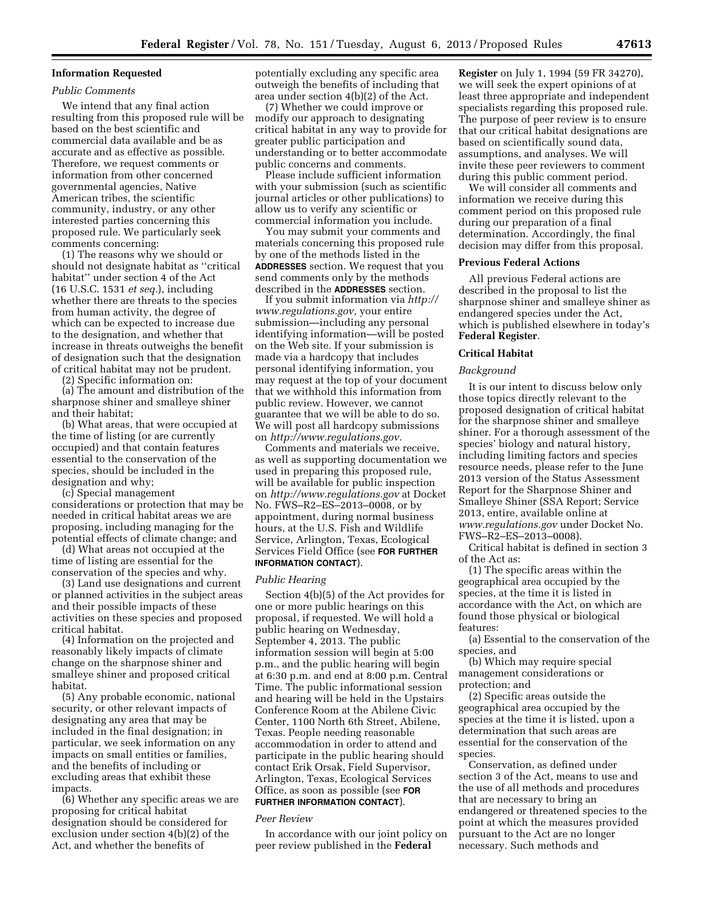### Information Requested

*Public Comments*

We intend that any final action resulting from this proposed rule will be based on the best scientific and commercial data available and be as accurate and as effective as possible. Therefore, we request comments or information from other concerned governmental agencies, Native American tribes, the scientific community, industry, or any other interested parties concerning this proposed rule. We particularly seek comments concerning:

(1) The reasons why we should or should not designate habitat as ''critical habitat'' under section 4 of the Act (16 U.S.C. 1531 *et seq.*), including whether there are threats to the species from human activity, the degree of which can be expected to increase due to the designation, and whether that increase in threats outweighs the benefit of designation such that the designation of critical habitat may not be prudent.

(2) Specific information on:

(a) The amount and distribution of the sharpnose shiner and smalleye shiner and their habitat;

(b) What areas, that were occupied at the time of listing (or are currently occupied) and that contain features essential to the conservation of the species, should be included in the designation and why;

(c) Special management considerations or protection that may be needed in critical habitat areas we are proposing, including managing for the potential effects of climate change; and

(d) What areas not occupied at the time of listing are essential for the conservation of the species and why.

(3) Land use designations and current or planned activities in the subject areas and their possible impacts of these activities on these species and proposed critical habitat.

(4) Information on the projected and reasonably likely impacts of climate change on the sharpnose shiner and smalleye shiner and proposed critical habitat.

(5) Any probable economic, national security, or other relevant impacts of designating any area that may be included in the final designation; in particular, we seek information on any impacts on small entities or families, and the benefits of including or excluding areas that exhibit these impacts.

(6) Whether any specific areas we are proposing for critical habitat designation should be considered for exclusion under section 4(b)(2) of the Act, and whether the benefits of potentially excluding any specific area outweigh the benefits of including that area under section 4(b)(2) of the Act.

(7) Whether we could improve or modify our approach to designating critical habitat in any way to provide for greater public participation and understanding or to better accommodate public concerns and comments.

Please include sufficient information with your submission (such as scientific journal articles or other publications) to allow us to verify any scientific or commercial information you include.

You may submit your comments and materials concerning this proposed rule by one of the methods listed in the **ADDRESSES** section. We request that you send comments only by the methods described in the **ADDRESSES** section.

If you submit information via *http://www.regulations.gov,* your entire submission—including any personal identifying information—will be posted on the Web site. If your submission is made via a hardcopy that includes personal identifying information, you may request at the top of your document that we withhold this information from public review. However, we cannot guarantee that we will be able to do so. We will post all hardcopy submissions on *http://www.regulations.gov.*

Comments and materials we receive, as well as supporting documentation we used in preparing this proposed rule, will be available for public inspection on *http://www.regulations.gov* at Docket No. FWS–R2–ES–2013–0008, or by appointment, during normal business hours, at the U.S. Fish and Wildlife Service, Arlington, Texas, Ecological Services Field Office (see **FOR FURTHER INFORMATION CONTACT**).

*Public Hearing*

Section 4(b)(5) of the Act provides for one or more public hearings on this proposal, if requested. We will hold a public hearing on Wednesday, September 4, 2013. The public information session will begin at 5:00 p.m., and the public hearing will begin at 6:30 p.m. and end at 8:00 p.m. Central Time. The public informational session and hearing will be held in the Upstairs Conference Room at the Abilene Civic Center, 1100 North 6th Street, Abilene, Texas. People needing reasonable accommodation in order to attend and participate in the public hearing should contact Erik Orsak, Field Supervisor, Arlington, Texas, Ecological Services Office, as soon as possible (see **FOR FURTHER INFORMATION CONTACT**).

*Peer Review*

In accordance with our joint policy on peer review published in the **Federal Register** on July 1, 1994 (59 FR 34270), we will seek the expert opinions of at least three appropriate and independent specialists regarding this proposed rule. The purpose of peer review is to ensure that our critical habitat designations are based on scientifically sound data, assumptions, and analyses. We will invite these peer reviewers to comment during this public comment period.

We will consider all comments and information we receive during this comment period on this proposed rule during our preparation of a final determination. Accordingly, the final decision may differ from this proposal.

### Previous Federal Actions

All previous Federal actions are described in the proposal to list the sharpnose shiner and smalleye shiner as endangered species under the Act, which is published elsewhere in today's **Federal Register**.

### Critical Habitat

*Background*

It is our intent to discuss below only those topics directly relevant to the proposed designation of critical habitat for the sharpnose shiner and smalleye shiner. For a thorough assessment of the species' biology and natural history, including limiting factors and species resource needs, please refer to the June 2013 version of the Status Assessment Report for the Sharpnose Shiner and Smalleye Shiner (SSA Report; Service 2013, entire, available online at *www.regulations.gov* under Docket No. FWS–R2–ES–2013–0008).

Critical habitat is defined in section 3 of the Act as:

(1) The specific areas within the geographical area occupied by the species, at the time it is listed in accordance with the Act, on which are found those physical or biological features:

(a) Essential to the conservation of the species, and

(b) Which may require special management considerations or protection; and

(2) Specific areas outside the geographical area occupied by the species at the time it is listed, upon a determination that such areas are essential for the conservation of the species.

Conservation, as defined under section 3 of the Act, means to use and the use of all methods and procedures that are necessary to bring an endangered or threatened species to the point at which the measures provided pursuant to the Act are no longer necessary. Such methods and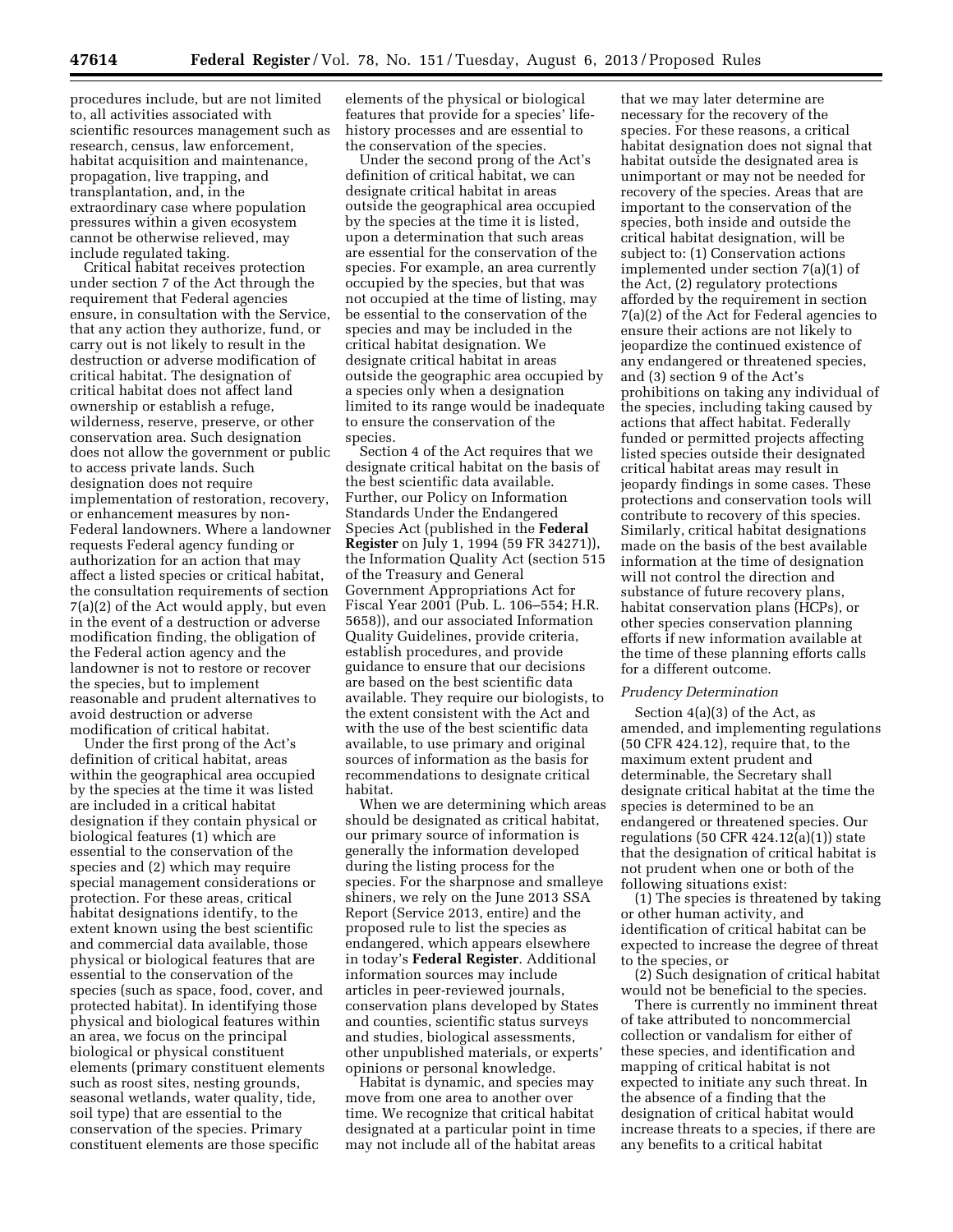procedures include, but are not limited to, all activities associated with scientific resources management such as research, census, law enforcement, habitat acquisition and maintenance, propagation, live trapping, and transplantation, and, in the extraordinary case where population pressures within a given ecosystem cannot be otherwise relieved, may include regulated taking.

Critical habitat receives protection under section 7 of the Act through the requirement that Federal agencies ensure, in consultation with the Service, that any action they authorize, fund, or carry out is not likely to result in the destruction or adverse modification of critical habitat. The designation of critical habitat does not affect land ownership or establish a refuge, wilderness, reserve, preserve, or other conservation area. Such designation does not allow the government or public to access private lands. Such designation does not require implementation of restoration, recovery, or enhancement measures by non-Federal landowners. Where a landowner requests Federal agency funding or authorization for an action that may affect a listed species or critical habitat, the consultation requirements of section 7(a)(2) of the Act would apply, but even in the event of a destruction or adverse modification finding, the obligation of the Federal action agency and the landowner is not to restore or recover the species, but to implement reasonable and prudent alternatives to avoid destruction or adverse modification of critical habitat.

Under the first prong of the Act's definition of critical habitat, areas within the geographical area occupied by the species at the time it was listed are included in a critical habitat designation if they contain physical or biological features (1) which are essential to the conservation of the species and (2) which may require special management considerations or protection. For these areas, critical habitat designations identify, to the extent known using the best scientific and commercial data available, those physical or biological features that are essential to the conservation of the species (such as space, food, cover, and protected habitat). In identifying those physical and biological features within an area, we focus on the principal biological or physical constituent elements (primary constituent elements such as roost sites, nesting grounds, seasonal wetlands, water quality, tide, soil type) that are essential to the conservation of the species. Primary constituent elements are those specific elements of the physical or biological features that provide for a species' life-history processes and are essential to the conservation of the species.

Under the second prong of the Act's definition of critical habitat, we can designate critical habitat in areas outside the geographical area occupied by the species at the time it is listed, upon a determination that such areas are essential for the conservation of the species. For example, an area currently occupied by the species, but that was not occupied at the time of listing, may be essential to the conservation of the species and may be included in the critical habitat designation. We designate critical habitat in areas outside the geographic area occupied by a species only when a designation limited to its range would be inadequate to ensure the conservation of the species.

Section 4 of the Act requires that we designate critical habitat on the basis of the best scientific data available. Further, our Policy on Information Standards Under the Endangered Species Act (published in the **Federal Register** on July 1, 1994 (59 FR 34271)), the Information Quality Act (section 515 of the Treasury and General Government Appropriations Act for Fiscal Year 2001 (Pub. L. 106–554; H.R. 5658)), and our associated Information Quality Guidelines, provide criteria, establish procedures, and provide guidance to ensure that our decisions are based on the best scientific data available. They require our biologists, to the extent consistent with the Act and with the use of the best scientific data available, to use primary and original sources of information as the basis for recommendations to designate critical habitat.

When we are determining which areas should be designated as critical habitat, our primary source of information is generally the information developed during the listing process for the species. For the sharpnose and smalleye shiners, we rely on the June 2013 SSA Report (Service 2013, entire) and the proposed rule to list the species as endangered, which appears elsewhere in today's **Federal Register**. Additional information sources may include articles in peer-reviewed journals, conservation plans developed by States and counties, scientific status surveys and studies, biological assessments, other unpublished materials, or experts' opinions or personal knowledge.

Habitat is dynamic, and species may move from one area to another over time. We recognize that critical habitat designated at a particular point in time may not include all of the habitat areas that we may later determine are necessary for the recovery of the species. For these reasons, a critical habitat designation does not signal that habitat outside the designated area is unimportant or may not be needed for recovery of the species. Areas that are important to the conservation of the species, both inside and outside the critical habitat designation, will be subject to: (1) Conservation actions implemented under section 7(a)(1) of the Act, (2) regulatory protections afforded by the requirement in section 7(a)(2) of the Act for Federal agencies to ensure their actions are not likely to jeopardize the continued existence of any endangered or threatened species, and (3) section 9 of the Act's prohibitions on taking any individual of the species, including taking caused by actions that affect habitat. Federally funded or permitted projects affecting listed species outside their designated critical habitat areas may result in jeopardy findings in some cases. These protections and conservation tools will contribute to recovery of this species. Similarly, critical habitat designations made on the basis of the best available information at the time of designation will not control the direction and substance of future recovery plans, habitat conservation plans (HCPs), or other species conservation planning efforts if new information available at the time of these planning efforts calls for a different outcome.

*Prudency Determination*

Section 4(a)(3) of the Act, as amended, and implementing regulations (50 CFR 424.12), require that, to the maximum extent prudent and determinable, the Secretary shall designate critical habitat at the time the species is determined to be an endangered or threatened species. Our regulations (50 CFR 424.12(a)(1)) state that the designation of critical habitat is not prudent when one or both of the following situations exist:

(1) The species is threatened by taking or other human activity, and identification of critical habitat can be expected to increase the degree of threat to the species, or

(2) Such designation of critical habitat would not be beneficial to the species.

There is currently no imminent threat of take attributed to noncommercial collection or vandalism for either of these species, and identification and mapping of critical habitat is not expected to initiate any such threat. In the absence of a finding that the designation of critical habitat would increase threats to a species, if there are any benefits to a critical habitat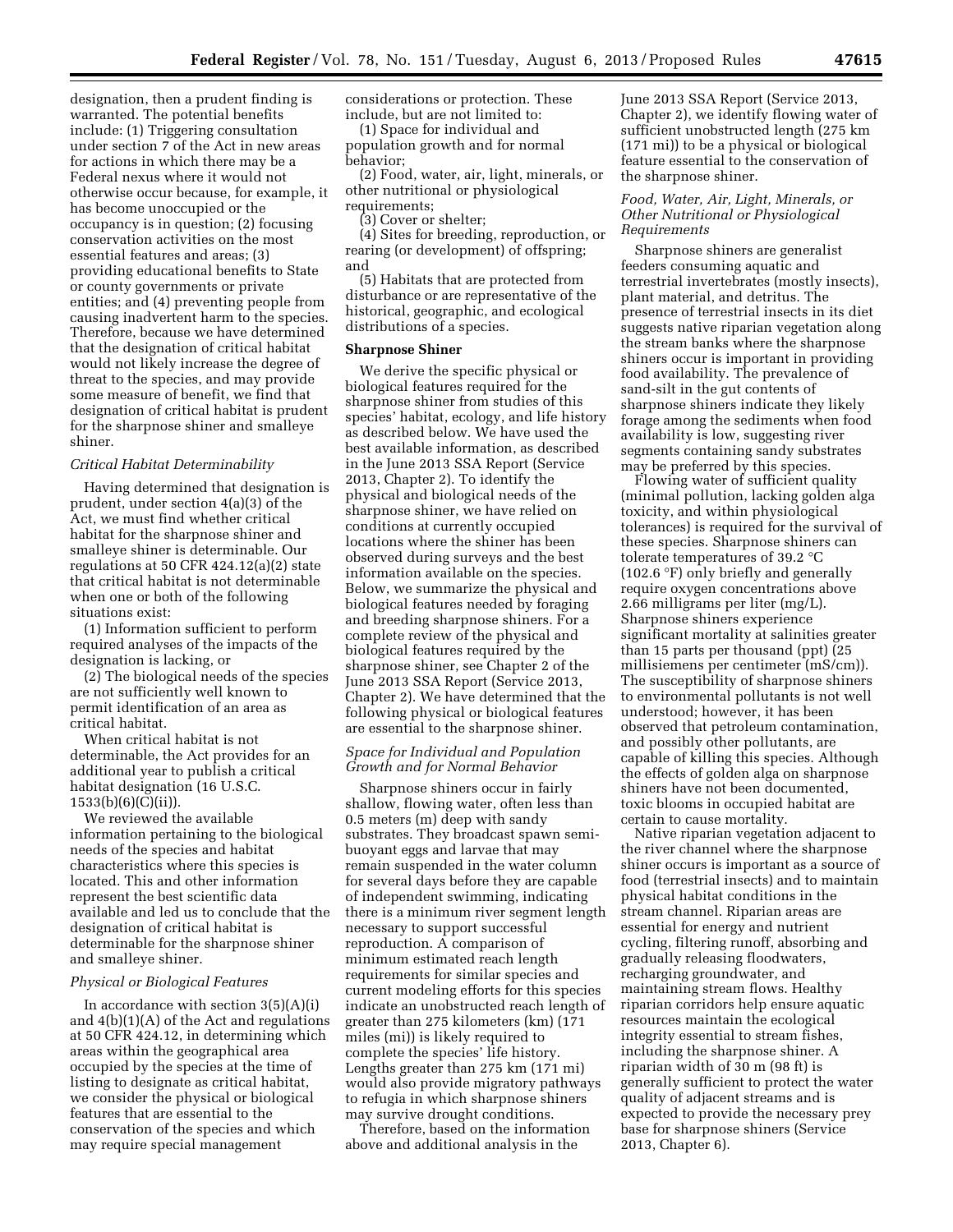designation, then a prudent finding is warranted. The potential benefits include: (1) Triggering consultation under section 7 of the Act in new areas for actions in which there may be a Federal nexus where it would not otherwise occur because, for example, it has become unoccupied or the occupancy is in question; (2) focusing conservation activities on the most essential features and areas; (3) providing educational benefits to State or county governments or private entities; and (4) preventing people from causing inadvertent harm to the species. Therefore, because we have determined that the designation of critical habitat would not likely increase the degree of threat to the species, and may provide some measure of benefit, we find that designation of critical habitat is prudent for the sharpnose shiner and smalleye shiner.

*Critical Habitat Determinability*

Having determined that designation is prudent, under section 4(a)(3) of the Act, we must find whether critical habitat for the sharpnose shiner and smalleye shiner is determinable. Our regulations at 50 CFR 424.12(a)(2) state that critical habitat is not determinable when one or both of the following situations exist:

(1) Information sufficient to perform required analyses of the impacts of the designation is lacking, or

(2) The biological needs of the species are not sufficiently well known to permit identification of an area as critical habitat.

When critical habitat is not determinable, the Act provides for an additional year to publish a critical habitat designation (16 U.S.C. 1533(b)(6)(C)(ii)).

We reviewed the available information pertaining to the biological needs of the species and habitat characteristics where this species is located. This and other information represent the best scientific data available and led us to conclude that the designation of critical habitat is determinable for the sharpnose shiner and smalleye shiner.

*Physical or Biological Features*

In accordance with section 3(5)(A)(i) and 4(b)(1)(A) of the Act and regulations at 50 CFR 424.12, in determining which areas within the geographical area occupied by the species at the time of listing to designate as critical habitat, we consider the physical or biological features that are essential to the conservation of the species and which may require special management considerations or protection. These include, but are not limited to:

(1) Space for individual and population growth and for normal behavior;

(2) Food, water, air, light, minerals, or other nutritional or physiological requirements;

(3) Cover or shelter;

(4) Sites for breeding, reproduction, or rearing (or development) of offspring; and

(5) Habitats that are protected from disturbance or are representative of the historical, geographic, and ecological distributions of a species.

**Sharpnose Shiner**

We derive the specific physical or biological features required for the sharpnose shiner from studies of this species' habitat, ecology, and life history as described below. We have used the best available information, as described in the June 2013 SSA Report (Service 2013, Chapter 2). To identify the physical and biological needs of the sharpnose shiner, we have relied on conditions at currently occupied locations where the shiner has been observed during surveys and the best information available on the species. Below, we summarize the physical and biological features needed by foraging and breeding sharpnose shiners. For a complete review of the physical and biological features required by the sharpnose shiner, see Chapter 2 of the June 2013 SSA Report (Service 2013, Chapter 2). We have determined that the following physical or biological features are essential to the sharpnose shiner.

*Space for Individual and Population Growth and for Normal Behavior*

Sharpnose shiners occur in fairly shallow, flowing water, often less than 0.5 meters (m) deep with sandy substrates. They broadcast spawn semi-buoyant eggs and larvae that may remain suspended in the water column for several days before they are capable of independent swimming, indicating there is a minimum river segment length necessary to support successful reproduction. A comparison of minimum estimated reach length requirements for similar species and current modeling efforts for this species indicate an unobstructed reach length of greater than 275 kilometers (km) (171 miles (mi)) is likely required to complete the species' life history. Lengths greater than 275 km (171 mi) would also provide migratory pathways to refugia in which sharpnose shiners may survive drought conditions.

Therefore, based on the information above and additional analysis in the June 2013 SSA Report (Service 2013, Chapter 2), we identify flowing water of sufficient unobstructed length (275 km (171 mi)) to be a physical or biological feature essential to the conservation of the sharpnose shiner.

*Food, Water, Air, Light, Minerals, or Other Nutritional or Physiological Requirements*

Sharpnose shiners are generalist feeders consuming aquatic and terrestrial invertebrates (mostly insects), plant material, and detritus. The presence of terrestrial insects in its diet suggests native riparian vegetation along the stream banks where the sharpnose shiners occur is important in providing food availability. The prevalence of sand-silt in the gut contents of sharpnose shiners indicate they likely forage among the sediments when food availability is low, suggesting river segments containing sandy substrates may be preferred by this species.

Flowing water of sufficient quality (minimal pollution, lacking golden alga toxicity, and within physiological tolerances) is required for the survival of these species. Sharpnose shiners can tolerate temperatures of 39.2 °C (102.6 °F) only briefly and generally require oxygen concentrations above 2.66 milligrams per liter (mg/L). Sharpnose shiners experience significant mortality at salinities greater than 15 parts per thousand (ppt) (25 millisiemens per centimeter (mS/cm)). The susceptibility of sharpnose shiners to environmental pollutants is not well understood; however, it has been observed that petroleum contamination, and possibly other pollutants, are capable of killing this species. Although the effects of golden alga on sharpnose shiners have not been documented, toxic blooms in occupied habitat are certain to cause mortality.

Native riparian vegetation adjacent to the river channel where the sharpnose shiner occurs is important as a source of food (terrestrial insects) and to maintain physical habitat conditions in the stream channel. Riparian areas are essential for energy and nutrient cycling, filtering runoff, absorbing and gradually releasing floodwaters, recharging groundwater, and maintaining stream flows. Healthy riparian corridors help ensure aquatic resources maintain the ecological integrity essential to stream fishes, including the sharpnose shiner. A riparian width of 30 m (98 ft) is generally sufficient to protect the water quality of adjacent streams and is expected to provide the necessary prey base for sharpnose shiners (Service 2013, Chapter 6).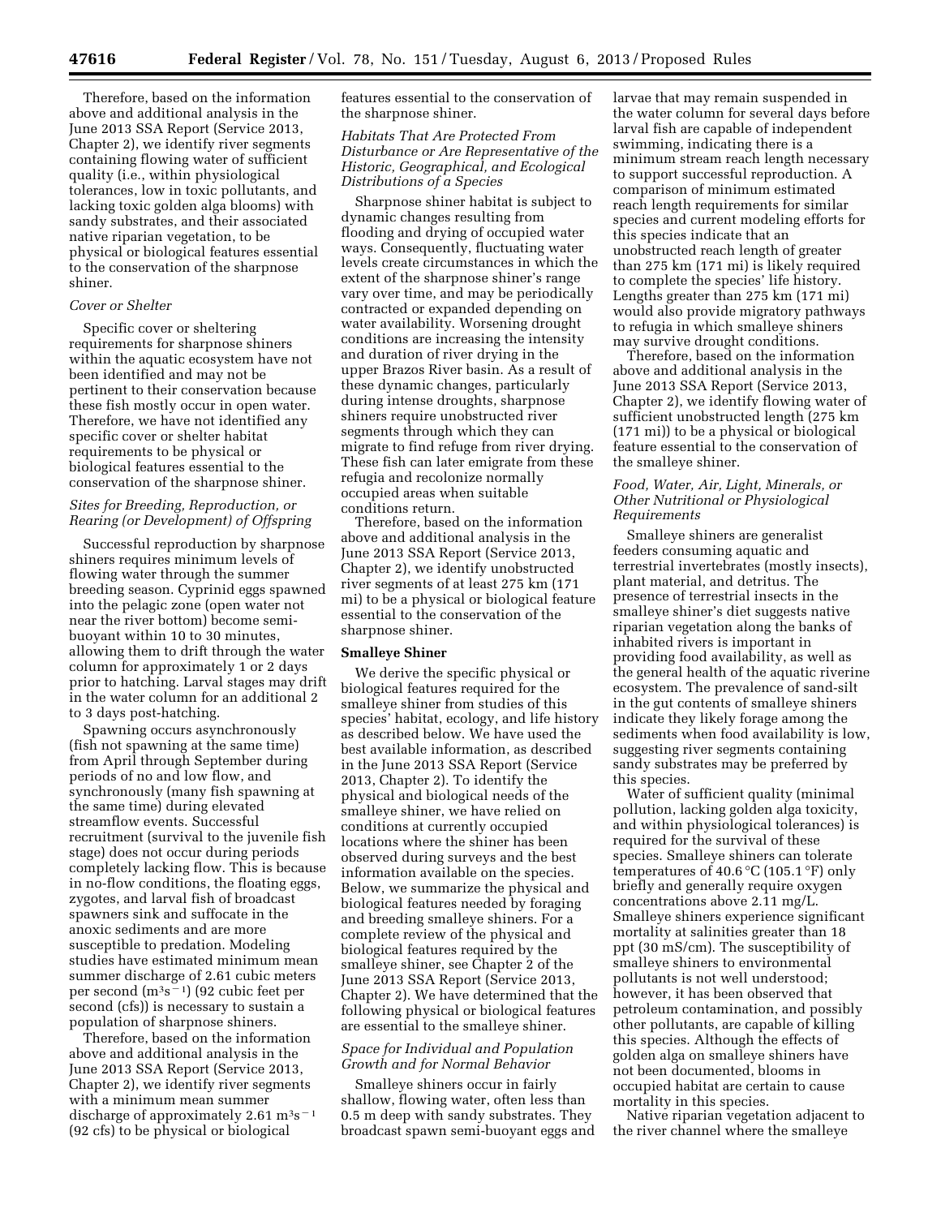Therefore, based on the information above and additional analysis in the June 2013 SSA Report (Service 2013, Chapter 2), we identify river segments containing flowing water of sufficient quality (i.e., within physiological tolerances, low in toxic pollutants, and lacking toxic golden alga blooms) with sandy substrates, and their associated native riparian vegetation, to be physical or biological features essential to the conservation of the sharpnose shiner.

*Cover or Shelter*

Specific cover or sheltering requirements for sharpnose shiners within the aquatic ecosystem have not been identified and may not be pertinent to their conservation because these fish mostly occur in open water. Therefore, we have not identified any specific cover or shelter habitat requirements to be physical or biological features essential to the conservation of the sharpnose shiner.

*Sites for Breeding, Reproduction, or Rearing (or Development) of Offspring*

Successful reproduction by sharpnose shiners requires minimum levels of flowing water through the summer breeding season. Cyprinid eggs spawned into the pelagic zone (open water not near the river bottom) become semi-buoyant within 10 to 30 minutes, allowing them to drift through the water column for approximately 1 or 2 days prior to hatching. Larval stages may drift in the water column for an additional 2 to 3 days post-hatching.

Spawning occurs asynchronously (fish not spawning at the same time) from April through September during periods of no and low flow, and synchronously (many fish spawning at the same time) during elevated streamflow events. Successful recruitment (survival to the juvenile fish stage) does not occur during periods completely lacking flow. This is because in no-flow conditions, the floating eggs, zygotes, and larval fish of broadcast spawners sink and suffocate in the anoxic sediments and are more susceptible to predation. Modeling studies have estimated minimum mean summer discharge of 2.61 cubic meters per second ($m^3s^{-1}$) (92 cubic feet per second (cfs)) is necessary to sustain a population of sharpnose shiners.

Therefore, based on the information above and additional analysis in the June 2013 SSA Report (Service 2013, Chapter 2), we identify river segments with a minimum mean summer discharge of approximately 2.61 $m^3s^{-1}$ (92 cfs) to be physical or biological features essential to the conservation of the sharpnose shiner.

*Habitats That Are Protected From Disturbance or Are Representative of the Historic, Geographical, and Ecological Distributions of a Species*

Sharpnose shiner habitat is subject to dynamic changes resulting from flooding and drying of occupied water ways. Consequently, fluctuating water levels create circumstances in which the extent of the sharpnose shiner's range vary over time, and may be periodically contracted or expanded depending on water availability. Worsening drought conditions are increasing the intensity and duration of river drying in the upper Brazos River basin. As a result of these dynamic changes, particularly during intense droughts, sharpnose shiners require unobstructed river segments through which they can migrate to find refuge from river drying. These fish can later emigrate from these refugia and recolonize normally occupied areas when suitable conditions return.

Therefore, based on the information above and additional analysis in the June 2013 SSA Report (Service 2013, Chapter 2), we identify unobstructed river segments of at least 275 km (171 mi) to be a physical or biological feature essential to the conservation of the sharpnose shiner.

## Smalleye Shiner

We derive the specific physical or biological features required for the smalleye shiner from studies of this species' habitat, ecology, and life history as described below. We have used the best available information, as described in the June 2013 SSA Report (Service 2013, Chapter 2). To identify the physical and biological needs of the smalleye shiner, we have relied on conditions at currently occupied locations where the shiner has been observed during surveys and the best information available on the species. Below, we summarize the physical and biological features needed by foraging and breeding smalleye shiners. For a complete review of the physical and biological features required by the smalleye shiner, see Chapter 2 of the June 2013 SSA Report (Service 2013, Chapter 2). We have determined that the following physical or biological features are essential to the smalleye shiner.

*Space for Individual and Population Growth and for Normal Behavior*

Smalleye shiners occur in fairly shallow, flowing water, often less than 0.5 m deep with sandy substrates. They broadcast spawn semi-buoyant eggs and larvae that may remain suspended in the water column for several days before larval fish are capable of independent swimming, indicating there is a minimum stream reach length necessary to support successful reproduction. A comparison of minimum estimated reach length requirements for similar species and current modeling efforts for this species indicate that an unobstructed reach length of greater than 275 km (171 mi) is likely required to complete the species' life history. Lengths greater than 275 km (171 mi) would also provide migratory pathways to refugia in which smalleye shiners may survive drought conditions.

Therefore, based on the information above and additional analysis in the June 2013 SSA Report (Service 2013, Chapter 2), we identify flowing water of sufficient unobstructed length (275 km (171 mi)) to be a physical or biological feature essential to the conservation of the smalleye shiner.

*Food, Water, Air, Light, Minerals, or Other Nutritional or Physiological Requirements*

Smalleye shiners are generalist feeders consuming aquatic and terrestrial invertebrates (mostly insects), plant material, and detritus. The presence of terrestrial insects in the smalleye shiner's diet suggests native riparian vegetation along the banks of inhabited rivers is important in providing food availability, as well as the general health of the aquatic riverine ecosystem. The prevalence of sand-silt in the gut contents of smalleye shiners indicate they likely forage among the sediments when food availability is low, suggesting river segments containing sandy substrates may be preferred by this species.

Water of sufficient quality (minimal pollution, lacking golden alga toxicity, and within physiological tolerances) is required for the survival of these species. Smalleye shiners can tolerate temperatures of 40.6 °C (105.1 °F) only briefly and generally require oxygen concentrations above 2.11 mg/L. Smalleye shiners experience significant mortality at salinities greater than 18 ppt (30 mS/cm). The susceptibility of smalleye shiners to environmental pollutants is not well understood; however, it has been observed that petroleum contamination, and possibly other pollutants, are capable of killing this species. Although the effects of golden alga on smalleye shiners have not been documented, blooms in occupied habitat are certain to cause mortality in this species.

Native riparian vegetation adjacent to the river channel where the smalleye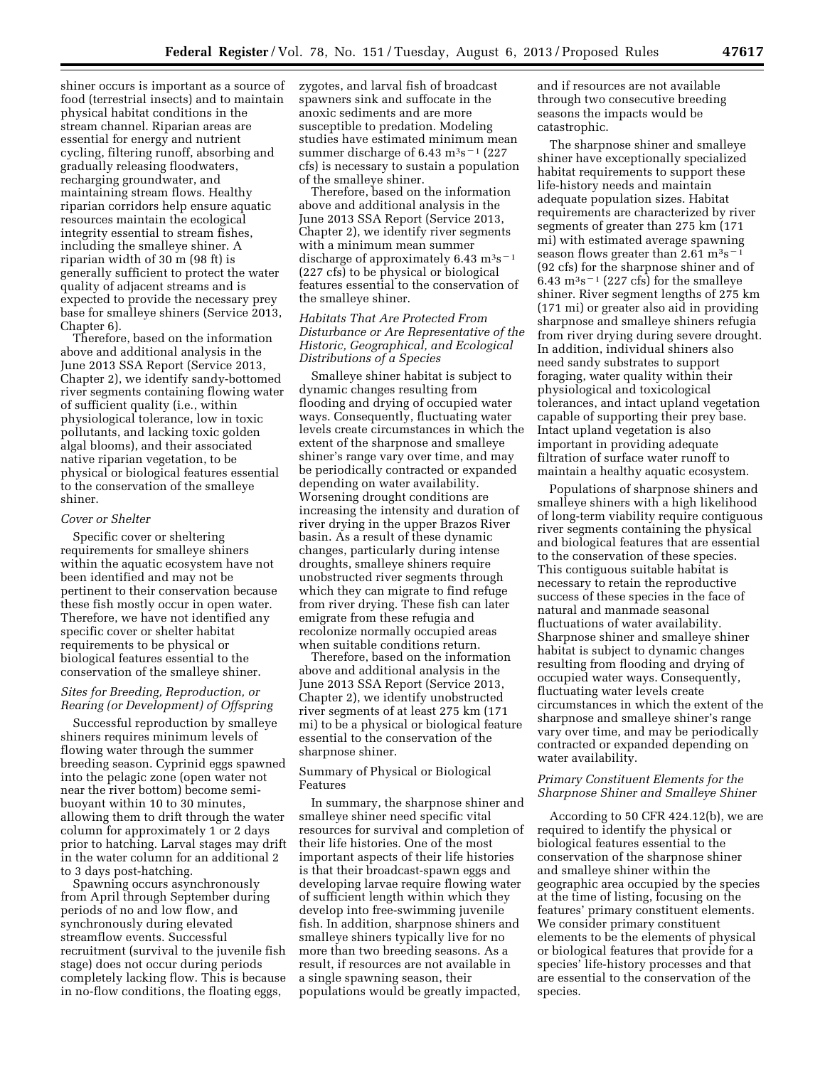shiner occurs is important as a source of food (terrestrial insects) and to maintain physical habitat conditions in the stream channel. Riparian areas are essential for energy and nutrient cycling, filtering runoff, absorbing and gradually releasing floodwaters, recharging groundwater, and maintaining stream flows. Healthy riparian corridors help ensure aquatic resources maintain the ecological integrity essential to stream fishes, including the smalleye shiner. A riparian width of 30 m (98 ft) is generally sufficient to protect the water quality of adjacent streams and is expected to provide the necessary prey base for smalleye shiners (Service 2013, Chapter 6).

Therefore, based on the information above and additional analysis in the June 2013 SSA Report (Service 2013, Chapter 2), we identify sandy-bottomed river segments containing flowing water of sufficient quality (i.e., within physiological tolerance, low in toxic pollutants, and lacking toxic golden algal blooms), and their associated native riparian vegetation, to be physical or biological features essential to the conservation of the smalleye shiner.

*Cover or Shelter*

Specific cover or sheltering requirements for smalleye shiners within the aquatic ecosystem have not been identified and may not be pertinent to their conservation because these fish mostly occur in open water. Therefore, we have not identified any specific cover or shelter habitat requirements to be physical or biological features essential to the conservation of the smalleye shiner.

*Sites for Breeding, Reproduction, or Rearing (or Development) of Offspring*

Successful reproduction by smalleye shiners requires minimum levels of flowing water through the summer breeding season. Cyprinid eggs spawned into the pelagic zone (open water not near the river bottom) become semi-buoyant within 10 to 30 minutes, allowing them to drift through the water column for approximately 1 or 2 days prior to hatching. Larval stages may drift in the water column for an additional 2 to 3 days post-hatching.

Spawning occurs asynchronously from April through September during periods of no and low flow, and synchronously during elevated streamflow events. Successful recruitment (survival to the juvenile fish stage) does not occur during periods completely lacking flow. This is because in no-flow conditions, the floating eggs, zygotes, and larval fish of broadcast spawners sink and suffocate in the anoxic sediments and are more susceptible to predation. Modeling studies have estimated minimum mean summer discharge of 6.43 $m^3s^{-1}$ (227 cfs) is necessary to sustain a population of the smalleye shiner.

Therefore, based on the information above and additional analysis in the June 2013 SSA Report (Service 2013, Chapter 2), we identify river segments with a minimum mean summer discharge of approximately 6.43 $m^3s^{-1}$ (227 cfs) to be physical or biological features essential to the conservation of the smalleye shiner.

*Habitats That Are Protected From Disturbance or Are Representative of the Historic, Geographical, and Ecological Distributions of a Species*

Smalleye shiner habitat is subject to dynamic changes resulting from flooding and drying of occupied water ways. Consequently, fluctuating water levels create circumstances in which the extent of the sharpnose and smalleye shiner's range vary over time, and may be periodically contracted or expanded depending on water availability. Worsening drought conditions are increasing the intensity and duration of river drying in the upper Brazos River basin. As a result of these dynamic changes, particularly during intense droughts, smalleye shiners require unobstructed river segments through which they can migrate to find refuge from river drying. These fish can later emigrate from these refugia and recolonize normally occupied areas when suitable conditions return.

Therefore, based on the information above and additional analysis in the June 2013 SSA Report (Service 2013, Chapter 2), we identify unobstructed river segments of at least 275 km (171 mi) to be a physical or biological feature essential to the conservation of the sharpnose shiner.

Summary of Physical or Biological Features

In summary, the sharpnose shiner and smalleye shiner need specific vital resources for survival and completion of their life histories. One of the most important aspects of their life histories is that their broadcast-spawn eggs and developing larvae require flowing water of sufficient length within which they develop into free-swimming juvenile fish. In addition, sharpnose shiners and smalleye shiners typically live for no more than two breeding seasons. As a result, if resources are not available in a single spawning season, their populations would be greatly impacted, and if resources are not available through two consecutive breeding seasons the impacts would be catastrophic.

The sharpnose shiner and smalleye shiner have exceptionally specialized habitat requirements to support these life-history needs and maintain adequate population sizes. Habitat requirements are characterized by river segments of greater than 275 km (171 mi) with estimated average spawning season flows greater than 2.61 $m^3s^{-1}$ (92 cfs) for the sharpnose shiner and of 6.43 $m^3s^{-1}$ (227 cfs) for the smalleye shiner. River segment lengths of 275 km (171 mi) or greater also aid in providing sharpnose and smalleye shiners refugia from river drying during severe drought. In addition, individual shiners also need sandy substrates to support foraging, water quality within their physiological and toxicological tolerances, and intact upland vegetation capable of supporting their prey base. Intact upland vegetation is also important in providing adequate filtration of surface water runoff to maintain a healthy aquatic ecosystem.

Populations of sharpnose shiners and smalleye shiners with a high likelihood of long-term viability require contiguous river segments containing the physical and biological features that are essential to the conservation of these species. This contiguous suitable habitat is necessary to retain the reproductive success of these species in the face of natural and manmade seasonal fluctuations of water availability. Sharpnose shiner and smalleye shiner habitat is subject to dynamic changes resulting from flooding and drying of occupied water ways. Consequently, fluctuating water levels create circumstances in which the extent of the sharpnose and smalleye shiner's range vary over time, and may be periodically contracted or expanded depending on water availability.

*Primary Constituent Elements for the Sharpnose Shiner and Smalleye Shiner*

According to 50 CFR 424.12(b), we are required to identify the physical or biological features essential to the conservation of the sharpnose shiner and smalleye shiner within the geographic area occupied by the species at the time of listing, focusing on the features' primary constituent elements. We consider primary constituent elements to be the elements of physical or biological features that provide for a species' life-history processes and that are essential to the conservation of the species.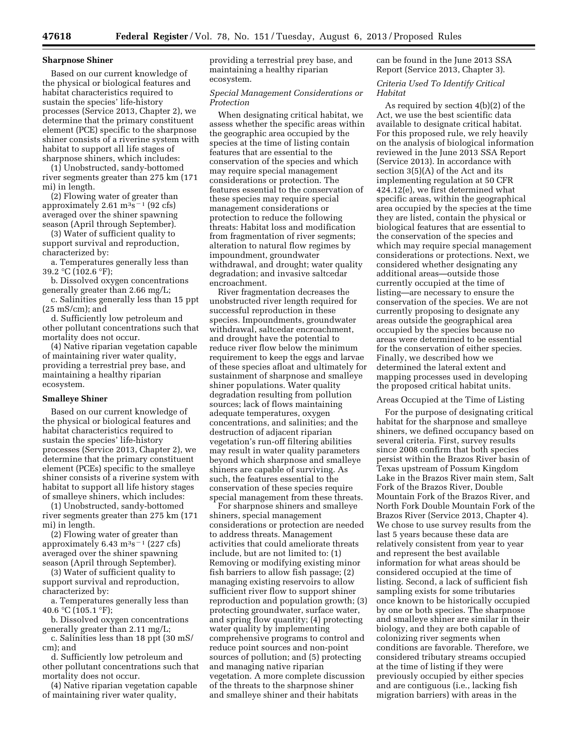### Sharpnose Shiner

Based on our current knowledge of the physical or biological features and habitat characteristics required to sustain the species' life-history processes (Service 2013, Chapter 2), we determine that the primary constituent element (PCE) specific to the sharpnose shiner consists of a riverine system with habitat to support all life stages of sharpnose shiners, which includes:

(1) Unobstructed, sandy-bottomed river segments greater than 275 km (171 mi) in length.

(2) Flowing water of greater than approximately 2.61 $m^3s^{-1}$ (92 cfs) averaged over the shiner spawning season (April through September).

(3) Water of sufficient quality to support survival and reproduction, characterized by:

a. Temperatures generally less than 39.2 °C (102.6 °F);

b. Dissolved oxygen concentrations generally greater than 2.66 mg/L;

c. Salinities generally less than 15 ppt (25 mS/cm); and

d. Sufficiently low petroleum and other pollutant concentrations such that mortality does not occur.

(4) Native riparian vegetation capable of maintaining river water quality, providing a terrestrial prey base, and maintaining a healthy riparian ecosystem.

### Smalleye Shiner

Based on our current knowledge of the physical or biological features and habitat characteristics required to sustain the species' life-history processes (Service 2013, Chapter 2), we determine that the primary constituent element (PCEs) specific to the smalleye shiner consists of a riverine system with habitat to support all life history stages of smalleye shiners, which includes:

(1) Unobstructed, sandy-bottomed river segments greater than 275 km (171 mi) in length.

(2) Flowing water of greater than approximately 6.43 $m^3s^{-1}$ (227 cfs) averaged over the shiner spawning season (April through September).

(3) Water of sufficient quality to support survival and reproduction, characterized by:

a. Temperatures generally less than 40.6 °C (105.1 °F);

b. Dissolved oxygen concentrations generally greater than 2.11 mg/L;

c. Salinities less than 18 ppt (30 mS/cm); and

d. Sufficiently low petroleum and other pollutant concentrations such that mortality does not occur.

(4) Native riparian vegetation capable of maintaining river water quality, providing a terrestrial prey base, and maintaining a healthy riparian ecosystem.

### *Special Management Considerations or Protection*

When designating critical habitat, we assess whether the specific areas within the geographic area occupied by the species at the time of listing contain features that are essential to the conservation of the species and which may require special management considerations or protection. The features essential to the conservation of these species may require special management considerations or protection to reduce the following threats: Habitat loss and modification from fragmentation of river segments; alteration to natural flow regimes by impoundment, groundwater withdrawal, and drought; water quality degradation; and invasive saltcedar encroachment.

River fragmentation decreases the unobstructed river length required for successful reproduction in these species. Impoundments, groundwater withdrawal, saltcedar encroachment, and drought have the potential to reduce river flow below the minimum requirement to keep the eggs and larvae of these species afloat and ultimately for sustainment of sharpnose and smalleye shiner populations. Water quality degradation resulting from pollution sources; lack of flows maintaining adequate temperatures, oxygen concentrations, and salinities; and the destruction of adjacent riparian vegetation's run-off filtering abilities may result in water quality parameters beyond which sharpnose and smalleye shiners are capable of surviving. As such, the features essential to the conservation of these species require special management from these threats.

For sharpnose shiners and smalleye shiners, special management considerations or protection are needed to address threats. Management activities that could ameliorate threats include, but are not limited to: (1) Removing or modifying existing minor fish barriers to allow fish passage; (2) managing existing reservoirs to allow sufficient river flow to support shiner reproduction and population growth; (3) protecting groundwater, surface water, and spring flow quantity; (4) protecting water quality by implementing comprehensive programs to control and reduce point sources and non-point sources of pollution; and (5) protecting and managing native riparian vegetation. A more complete discussion of the threats to the sharpnose shiner and smalleye shiner and their habitats can be found in the June 2013 SSA Report (Service 2013, Chapter 3).

### *Criteria Used To Identify Critical Habitat*

As required by section 4(b)(2) of the Act, we use the best scientific data available to designate critical habitat. For this proposed rule, we rely heavily on the analysis of biological information reviewed in the June 2013 SSA Report (Service 2013). In accordance with section 3(5)(A) of the Act and its implementing regulation at 50 CFR 424.12(e), we first determined what specific areas, within the geographical area occupied by the species at the time they are listed, contain the physical or biological features that are essential to the conservation of the species and which may require special management considerations or protections. Next, we considered whether designating any additional areas—outside those currently occupied at the time of listing—are necessary to ensure the conservation of the species. We are not currently proposing to designate any areas outside the geographical area occupied by the species because no areas were determined to be essential for the conservation of either species. Finally, we described how we determined the lateral extent and mapping processes used in developing the proposed critical habitat units.

#### Areas Occupied at the Time of Listing

For the purpose of designating critical habitat for the sharpnose and smalleye shiners, we defined occupancy based on several criteria. First, survey results since 2008 confirm that both species persist within the Brazos River basin of Texas upstream of Possum Kingdom Lake in the Brazos River main stem, Salt Fork of the Brazos River, Double Mountain Fork of the Brazos River, and North Fork Double Mountain Fork of the Brazos River (Service 2013, Chapter 4). We chose to use survey results from the last 5 years because these data are relatively consistent from year to year and represent the best available information for what areas should be considered occupied at the time of listing. Second, a lack of sufficient fish sampling exists for some tributaries once known to be historically occupied by one or both species. The sharpnose and smalleye shiner are similar in their biology, and they are both capable of colonizing river segments when conditions are favorable. Therefore, we considered tributary streams occupied at the time of listing if they were previously occupied by either species and are contiguous (i.e., lacking fish migration barriers) with areas in the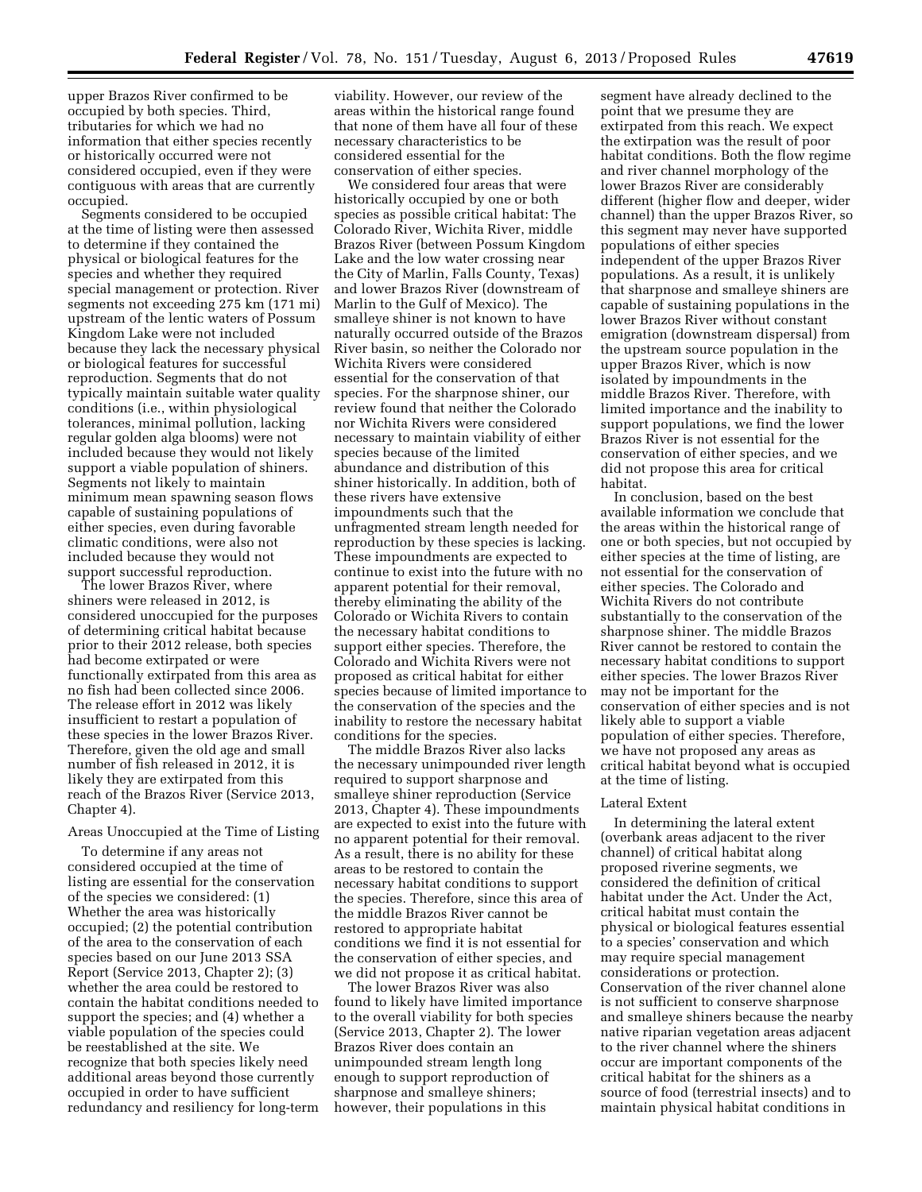upper Brazos River confirmed to be occupied by both species. Third, tributaries for which we had no information that either species recently or historically occurred were not considered occupied, even if they were contiguous with areas that are currently occupied.

Segments considered to be occupied at the time of listing were then assessed to determine if they contained the physical or biological features for the species and whether they required special management or protection. River segments not exceeding 275 km (171 mi) upstream of the lentic waters of Possum Kingdom Lake were not included because they lack the necessary physical or biological features for successful reproduction. Segments that do not typically maintain suitable water quality conditions (i.e., within physiological tolerances, minimal pollution, lacking regular golden alga blooms) were not included because they would not likely support a viable population of shiners. Segments not likely to maintain minimum mean spawning season flows capable of sustaining populations of either species, even during favorable climatic conditions, were also not included because they would not support successful reproduction.

The lower Brazos River, where shiners were released in 2012, is considered unoccupied for the purposes of determining critical habitat because prior to their 2012 release, both species had become extirpated or were functionally extirpated from this area as no fish had been collected since 2006. The release effort in 2012 was likely insufficient to restart a population of these species in the lower Brazos River. Therefore, given the old age and small number of fish released in 2012, it is likely they are extirpated from this reach of the Brazos River (Service 2013, Chapter 4).

### Areas Unoccupied at the Time of Listing

To determine if any areas not considered occupied at the time of listing are essential for the conservation of the species we considered: (1) Whether the area was historically occupied; (2) the potential contribution of the area to the conservation of each species based on our June 2013 SSA Report (Service 2013, Chapter 2); (3) whether the area could be restored to contain the habitat conditions needed to support the species; and (4) whether a viable population of the species could be reestablished at the site. We recognize that both species likely need additional areas beyond those currently occupied in order to have sufficient redundancy and resiliency for long-term viability. However, our review of the areas within the historical range found that none of them have all four of these necessary characteristics to be considered essential for the conservation of either species.

We considered four areas that were historically occupied by one or both species as possible critical habitat: The Colorado River, Wichita River, middle Brazos River (between Possum Kingdom Lake and the low water crossing near the City of Marlin, Falls County, Texas) and lower Brazos River (downstream of Marlin to the Gulf of Mexico). The smalleye shiner is not known to have naturally occurred outside of the Brazos River basin, so neither the Colorado nor Wichita Rivers were considered essential for the conservation of that species. For the sharpnose shiner, our review found that neither the Colorado nor Wichita Rivers were considered necessary to maintain viability of either species because of the limited abundance and distribution of this shiner historically. In addition, both of these rivers have extensive impoundments such that the unfragmented stream length needed for reproduction by these species is lacking. These impoundments are expected to continue to exist into the future with no apparent potential for their removal, thereby eliminating the ability of the Colorado or Wichita Rivers to contain the necessary habitat conditions to support either species. Therefore, the Colorado and Wichita Rivers were not proposed as critical habitat for either species because of limited importance to the conservation of the species and the inability to restore the necessary habitat conditions for the species.

The middle Brazos River also lacks the necessary unimpounded river length required to support sharpnose and smalleye shiner reproduction (Service 2013, Chapter 4). These impoundments are expected to exist into the future with no apparent potential for their removal. As a result, there is no ability for these areas to be restored to contain the necessary habitat conditions to support the species. Therefore, since this area of the middle Brazos River cannot be restored to appropriate habitat conditions we find it is not essential for the conservation of either species, and we did not propose it as critical habitat.

The lower Brazos River was also found to likely have limited importance to the overall viability for both species (Service 2013, Chapter 2). The lower Brazos River does contain an unimpounded stream length long enough to support reproduction of sharpnose and smalleye shiners; however, their populations in this segment have already declined to the point that we presume they are extirpated from this reach. We expect the extirpation was the result of poor habitat conditions. Both the flow regime and river channel morphology of the lower Brazos River are considerably different (higher flow and deeper, wider channel) than the upper Brazos River, so this segment may never have supported populations of either species independent of the upper Brazos River populations. As a result, it is unlikely that sharpnose and smalleye shiners are capable of sustaining populations in the lower Brazos River without constant emigration (downstream dispersal) from the upstream source population in the upper Brazos River, which is now isolated by impoundments in the middle Brazos River. Therefore, with limited importance and the inability to support populations, we find the lower Brazos River is not essential for the conservation of either species, and we did not propose this area for critical habitat.

In conclusion, based on the best available information we conclude that the areas within the historical range of one or both species, but not occupied by either species at the time of listing, are not essential for the conservation of either species. The Colorado and Wichita Rivers do not contribute substantially to the conservation of the sharpnose shiner. The middle Brazos River cannot be restored to contain the necessary habitat conditions to support either species. The lower Brazos River may not be important for the conservation of either species and is not likely able to support a viable population of either species. Therefore, we have not proposed any areas as critical habitat beyond what is occupied at the time of listing.

### Lateral Extent

In determining the lateral extent (overbank areas adjacent to the river channel) of critical habitat along proposed riverine segments, we considered the definition of critical habitat under the Act. Under the Act, critical habitat must contain the physical or biological features essential to a species' conservation and which may require special management considerations or protection. Conservation of the river channel alone is not sufficient to conserve sharpnose and smalleye shiners because the nearby native riparian vegetation areas adjacent to the river channel where the shiners occur are important components of the critical habitat for the shiners as a source of food (terrestrial insects) and to maintain physical habitat conditions in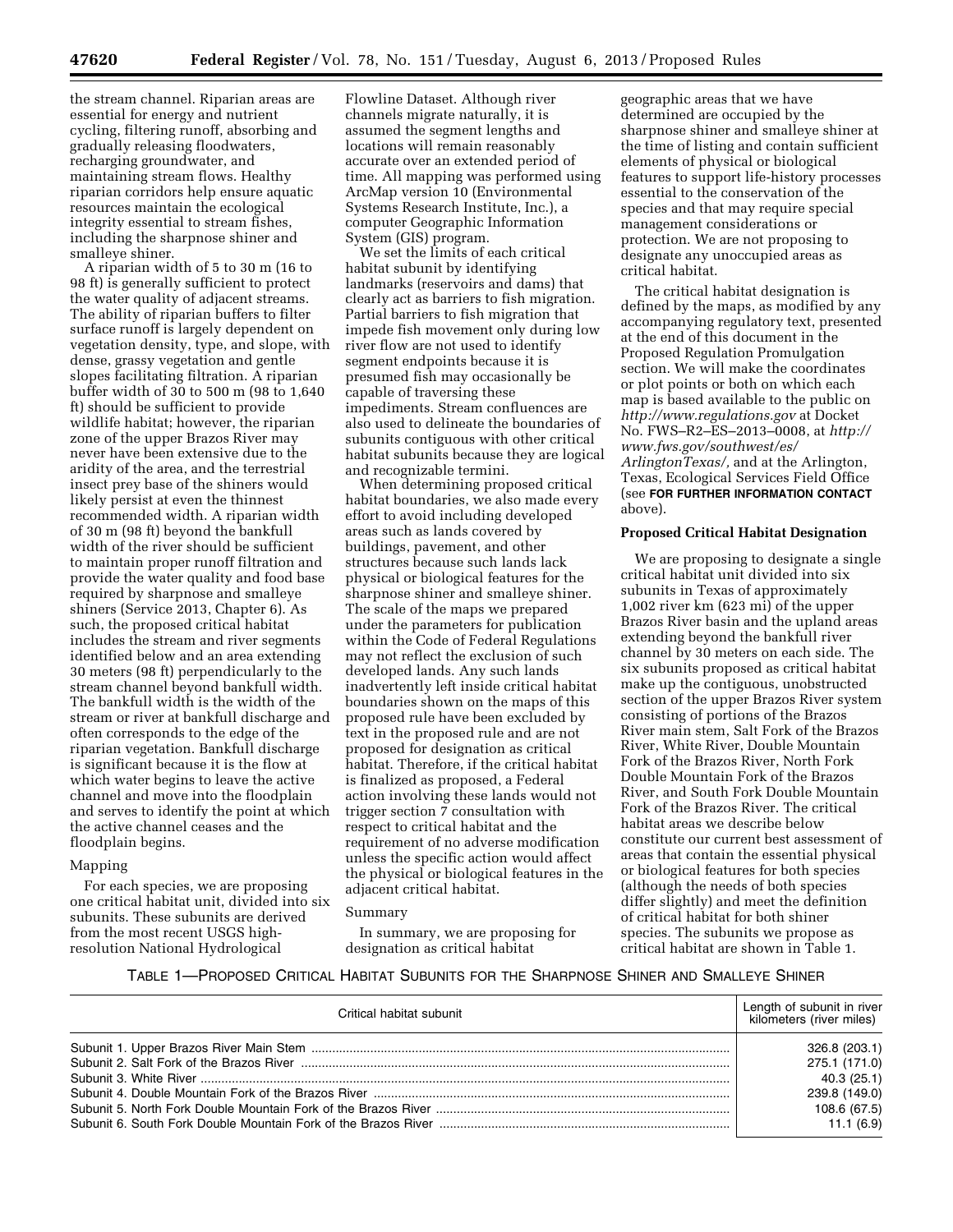the stream channel. Riparian areas are essential for energy and nutrient cycling, filtering runoff, absorbing and gradually releasing floodwaters, recharging groundwater, and maintaining stream flows. Healthy riparian corridors help ensure aquatic resources maintain the ecological integrity essential to stream fishes, including the sharpnose shiner and smalleye shiner.

A riparian width of 5 to 30 m (16 to 98 ft) is generally sufficient to protect the water quality of adjacent streams. The ability of riparian buffers to filter surface runoff is largely dependent on vegetation density, type, and slope, with dense, grassy vegetation and gentle slopes facilitating filtration. A riparian buffer width of 30 to 500 m (98 to 1,640 ft) should be sufficient to provide wildlife habitat; however, the riparian zone of the upper Brazos River may never have been extensive due to the aridity of the area, and the terrestrial insect prey base of the shiners would likely persist at even the thinnest recommended width. A riparian width of 30 m (98 ft) beyond the bankfull width of the river should be sufficient to maintain proper runoff filtration and provide the water quality and food base required by sharpnose and smalleye shiners (Service 2013, Chapter 6). As such, the proposed critical habitat includes the stream and river segments identified below and an area extending 30 meters (98 ft) perpendicularly to the stream channel beyond bankfull width. The bankfull width is the width of the stream or river at bankfull discharge and often corresponds to the edge of the riparian vegetation. Bankfull discharge is significant because it is the flow at which water begins to leave the active channel and move into the floodplain and serves to identify the point at which the active channel ceases and the floodplain begins.

### Mapping

For each species, we are proposing one critical habitat unit, divided into six subunits. These subunits are derived from the most recent USGS high-resolution National Hydrological Flowline Dataset. Although river channels migrate naturally, it is assumed the segment lengths and locations will remain reasonably accurate over an extended period of time. All mapping was performed using ArcMap version 10 (Environmental Systems Research Institute, Inc.), a computer Geographic Information System (GIS) program.

We set the limits of each critical habitat subunit by identifying landmarks (reservoirs and dams) that clearly act as barriers to fish migration. Partial barriers to fish migration that impede fish movement only during low river flow are not used to identify segment endpoints because it is presumed fish may occasionally be capable of traversing these impediments. Stream confluences are also used to delineate the boundaries of subunits contiguous with other critical habitat subunits because they are logical and recognizable termini.

When determining proposed critical habitat boundaries, we also made every effort to avoid including developed areas such as lands covered by buildings, pavement, and other structures because such lands lack physical or biological features for the sharpnose shiner and smalleye shiner. The scale of the maps we prepared under the parameters for publication within the Code of Federal Regulations may not reflect the exclusion of such developed lands. Any such lands inadvertently left inside critical habitat boundaries shown on the maps of this proposed rule have been excluded by text in the proposed rule and are not proposed for designation as critical habitat. Therefore, if the critical habitat is finalized as proposed, a Federal action involving these lands would not trigger section 7 consultation with respect to critical habitat and the requirement of no adverse modification unless the specific action would affect the physical or biological features in the adjacent critical habitat.

### Summary

In summary, we are proposing for designation as critical habitat geographic areas that we have determined are occupied by the sharpnose shiner and smalleye shiner at the time of listing and contain sufficient elements of physical or biological features to support life-history processes essential to the conservation of the species and that may require special management considerations or protection. We are not proposing to designate any unoccupied areas as critical habitat.

The critical habitat designation is defined by the maps, as modified by any accompanying regulatory text, presented at the end of this document in the Proposed Regulation Promulgation section. We will make the coordinates or plot points or both on which each map is based available to the public on *http://www.regulations.gov* at Docket No. FWS–R2–ES–2013–0008, at *http://www.fws.gov/southwest/es/ArlingtonTexas/,* and at the Arlington, Texas, Ecological Services Field Office (see **FOR FURTHER INFORMATION CONTACT** above).

## Proposed Critical Habitat Designation

We are proposing to designate a single critical habitat unit divided into six subunits in Texas of approximately 1,002 river km (623 mi) of the upper Brazos River basin and the upland areas extending beyond the bankfull river channel by 30 meters on each side. The six subunits proposed as critical habitat make up the contiguous, unobstructed section of the upper Brazos River system consisting of portions of the Brazos River main stem, Salt Fork of the Brazos River, White River, Double Mountain Fork of the Brazos River, North Fork Double Mountain Fork of the Brazos River, and South Fork Double Mountain Fork of the Brazos River. The critical habitat areas we describe below constitute our current best assessment of areas that contain the essential physical or biological features for both species (although the needs of both species differ slightly) and meet the definition of critical habitat for both shiner species. The subunits we propose as critical habitat are shown in Table 1.

TABLE 1—PROPOSED CRITICAL HABITAT SUBUNITS FOR THE SHARPNOSE SHINER AND SMALLEYE SHINER

| Critical habitat subunit | Length of subunit in river kilometers (river miles) |
|---|---|
| Subunit 1. Upper Brazos River Main Stem | 326.8 (203.1) |
| Subunit 2. Salt Fork of the Brazos River | 275.1 (171.0) |
| Subunit 3. White River | 40.3 (25.1) |
| Subunit 4. Double Mountain Fork of the Brazos River | 239.8 (149.0) |
| Subunit 5. North Fork Double Mountain Fork of the Brazos River | 108.6 (67.5) |
| Subunit 6. South Fork Double Mountain Fork of the Brazos River | 11.1 (6.9) |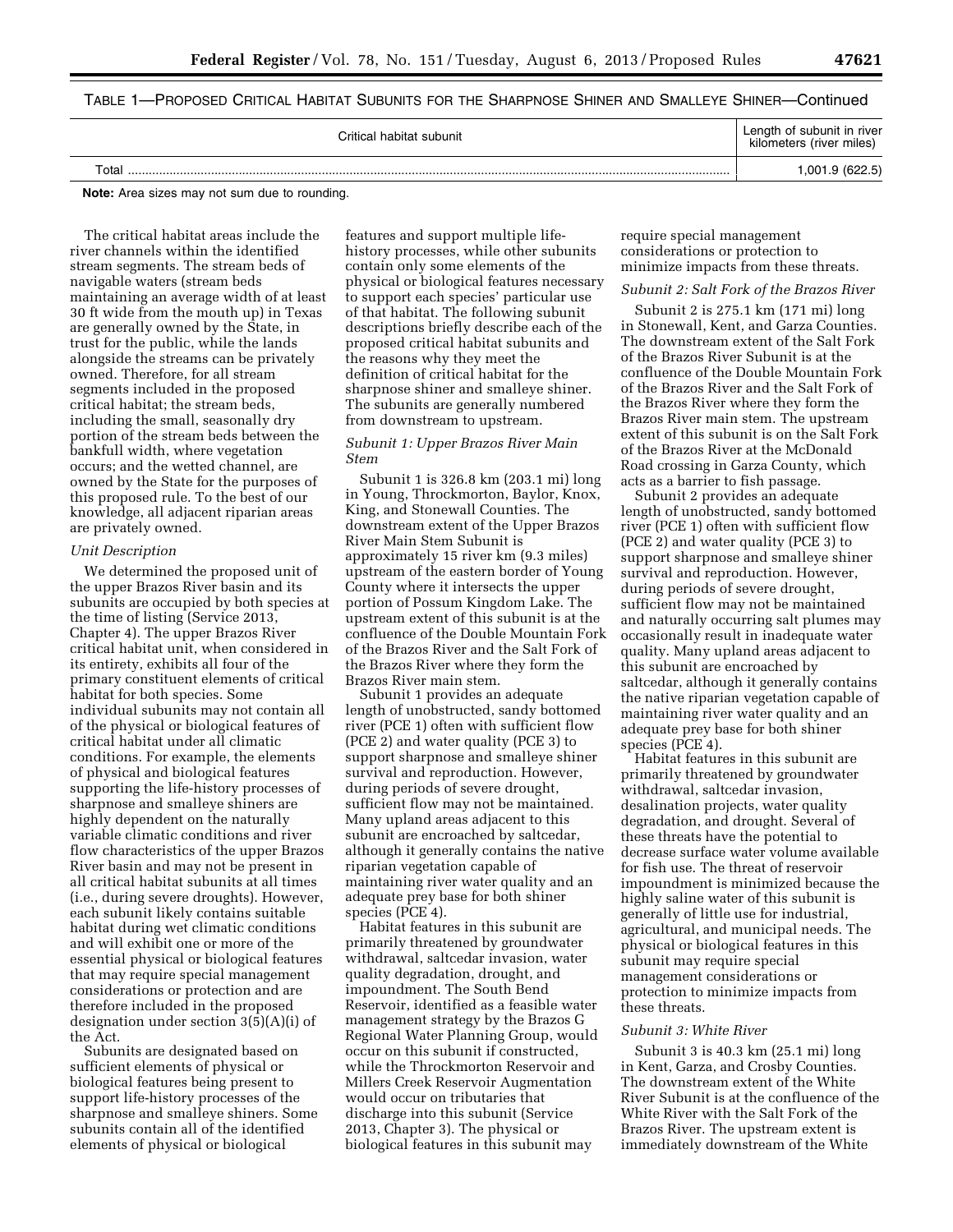TABLE 1—PROPOSED CRITICAL HABITAT SUBUNITS FOR THE SHARPNOSE SHINER AND SMALLEYE SHINER—Continued

| Critical habitat subunit | Length of subunit in river kilometers (river miles) |
| --- | --- |
| Total | 1,001.9 (622.5) |

**Note:** Area sizes may not sum due to rounding.

The critical habitat areas include the river channels within the identified stream segments. The stream beds of navigable waters (stream beds maintaining an average width of at least 30 ft wide from the mouth up) in Texas are generally owned by the State, in trust for the public, while the lands alongside the streams can be privately owned. Therefore, for all stream segments included in the proposed critical habitat; the stream beds, including the small, seasonally dry portion of the stream beds between the bankfull width, where vegetation occurs; and the wetted channel, are owned by the State for the purposes of this proposed rule. To the best of our knowledge, all adjacent riparian areas are privately owned.

*Unit Description*

We determined the proposed unit of the upper Brazos River basin and its subunits are occupied by both species at the time of listing (Service 2013, Chapter 4). The upper Brazos River critical habitat unit, when considered in its entirety, exhibits all four of the primary constituent elements of critical habitat for both species. Some individual subunits may not contain all of the physical or biological features of critical habitat under all climatic conditions. For example, the elements of physical and biological features supporting the life-history processes of sharpnose and smalleye shiners are highly dependent on the naturally variable climatic conditions and river flow characteristics of the upper Brazos River basin and may not be present in all critical habitat subunits at all times (i.e., during severe droughts). However, each subunit likely contains suitable habitat during wet climatic conditions and will exhibit one or more of the essential physical or biological features that may require special management considerations or protection and are therefore included in the proposed designation under section 3(5)(A)(i) of the Act.

Subunits are designated based on sufficient elements of physical or biological features being present to support life-history processes of the sharpnose and smalleye shiners. Some subunits contain all of the identified elements of physical or biological features and support multiple life-history processes, while other subunits contain only some elements of the physical or biological features necessary to support each species' particular use of that habitat. The following subunit descriptions briefly describe each of the proposed critical habitat subunits and the reasons why they meet the definition of critical habitat for the sharpnose shiner and smalleye shiner. The subunits are generally numbered from downstream to upstream.

*Subunit 1: Upper Brazos River Main Stem*

Subunit 1 is 326.8 km (203.1 mi) long in Young, Throckmorton, Baylor, Knox, King, and Stonewall Counties. The downstream extent of the Upper Brazos River Main Stem Subunit is approximately 15 river km (9.3 miles) upstream of the eastern border of Young County where it intersects the upper portion of Possum Kingdom Lake. The upstream extent of this subunit is at the confluence of the Double Mountain Fork of the Brazos River and the Salt Fork of the Brazos River where they form the Brazos River main stem.

Subunit 1 provides an adequate length of unobstructed, sandy bottomed river (PCE 1) often with sufficient flow (PCE 2) and water quality (PCE 3) to support sharpnose and smalleye shiner survival and reproduction. However, during periods of severe drought, sufficient flow may not be maintained. Many upland areas adjacent to this subunit are encroached by saltcedar, although it generally contains the native riparian vegetation capable of maintaining river water quality and an adequate prey base for both shiner species (PCE 4).

Habitat features in this subunit are primarily threatened by groundwater withdrawal, saltcedar invasion, water quality degradation, drought, and impoundment. The South Bend Reservoir, identified as a feasible water management strategy by the Brazos G Regional Water Planning Group, would occur on this subunit if constructed, while the Throckmorton Reservoir and Millers Creek Reservoir Augmentation would occur on tributaries that discharge into this subunit (Service 2013, Chapter 3). The physical or biological features in this subunit may require special management considerations or protection to minimize impacts from these threats.

*Subunit 2: Salt Fork of the Brazos River*

Subunit 2 is 275.1 km (171 mi) long in Stonewall, Kent, and Garza Counties. The downstream extent of the Salt Fork of the Brazos River Subunit is at the confluence of the Double Mountain Fork of the Brazos River and the Salt Fork of the Brazos River where they form the Brazos River main stem. The upstream extent of this subunit is on the Salt Fork of the Brazos River at the McDonald Road crossing in Garza County, which acts as a barrier to fish passage.

Subunit 2 provides an adequate length of unobstructed, sandy bottomed river (PCE 1) often with sufficient flow (PCE 2) and water quality (PCE 3) to support sharpnose and smalleye shiner survival and reproduction. However, during periods of severe drought, sufficient flow may not be maintained and naturally occurring salt plumes may occasionally result in inadequate water quality. Many upland areas adjacent to this subunit are encroached by saltcedar, although it generally contains the native riparian vegetation capable of maintaining river water quality and an adequate prey base for both shiner species (PCE 4).

Habitat features in this subunit are primarily threatened by groundwater withdrawal, saltcedar invasion, desalination projects, water quality degradation, and drought. Several of these threats have the potential to decrease surface water volume available for fish use. The threat of reservoir impoundment is minimized because the highly saline water of this subunit is generally of little use for industrial, agricultural, and municipal needs. The physical or biological features in this subunit may require special management considerations or protection to minimize impacts from these threats.

*Subunit 3: White River*

Subunit 3 is 40.3 km (25.1 mi) long in Kent, Garza, and Crosby Counties. The downstream extent of the White River Subunit is at the confluence of the White River with the Salt Fork of the Brazos River. The upstream extent is immediately downstream of the White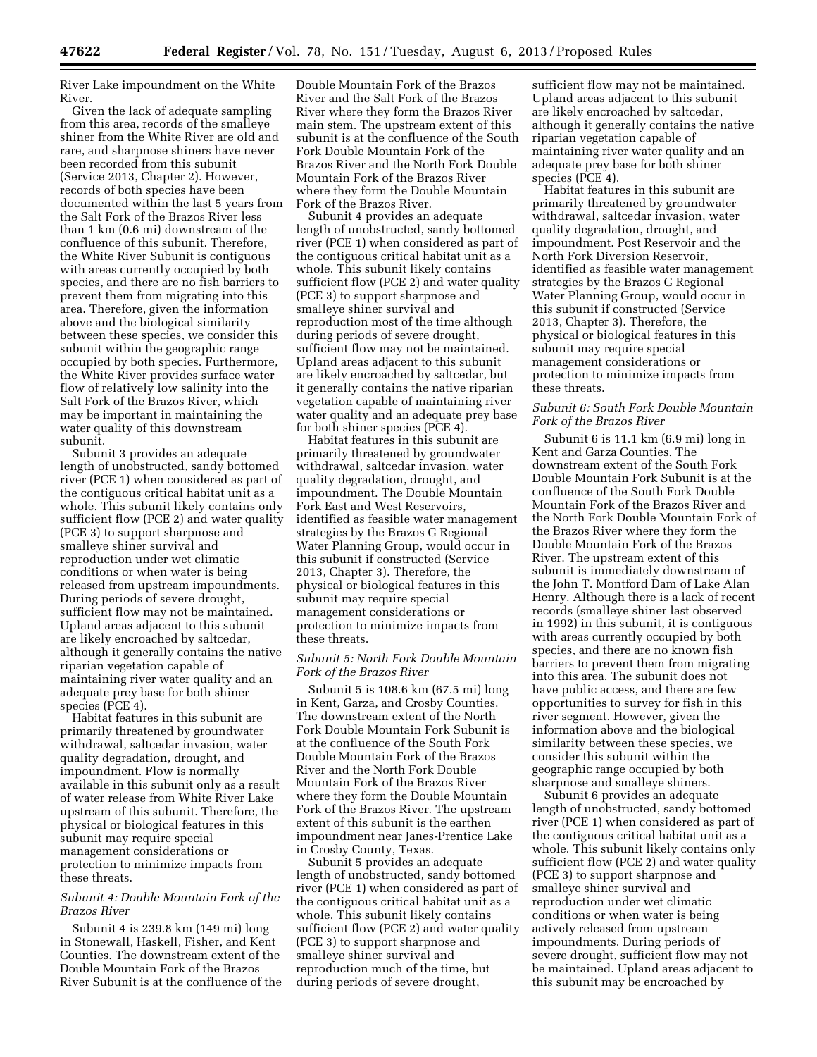River Lake impoundment on the White River.

Given the lack of adequate sampling from this area, records of the smalleye shiner from the White River are old and rare, and sharpnose shiners have never been recorded from this subunit (Service 2013, Chapter 2). However, records of both species have been documented within the last 5 years from the Salt Fork of the Brazos River less than 1 km (0.6 mi) downstream of the confluence of this subunit. Therefore, the White River Subunit is contiguous with areas currently occupied by both species, and there are no fish barriers to prevent them from migrating into this area. Therefore, given the information above and the biological similarity between these species, we consider this subunit within the geographic range occupied by both species. Furthermore, the White River provides surface water flow of relatively low salinity into the Salt Fork of the Brazos River, which may be important in maintaining the water quality of this downstream subunit.

Subunit 3 provides an adequate length of unobstructed, sandy bottomed river (PCE 1) when considered as part of the contiguous critical habitat unit as a whole. This subunit likely contains only sufficient flow (PCE 2) and water quality (PCE 3) to support sharpnose and smalleye shiner survival and reproduction under wet climatic conditions or when water is being released from upstream impoundments. During periods of severe drought, sufficient flow may not be maintained. Upland areas adjacent to this subunit are likely encroached by saltcedar, although it generally contains the native riparian vegetation capable of maintaining river water quality and an adequate prey base for both shiner species (PCE 4).

Habitat features in this subunit are primarily threatened by groundwater withdrawal, saltcedar invasion, water quality degradation, drought, and impoundment. Flow is normally available in this subunit only as a result of water release from White River Lake upstream of this subunit. Therefore, the physical or biological features in this subunit may require special management considerations or protection to minimize impacts from these threats.

### *Subunit 4: Double Mountain Fork of the Brazos River*

Subunit 4 is 239.8 km (149 mi) long in Stonewall, Haskell, Fisher, and Kent Counties. The downstream extent of the Double Mountain Fork of the Brazos River Subunit is at the confluence of the Double Mountain Fork of the Brazos River and the Salt Fork of the Brazos River where they form the Brazos River main stem. The upstream extent of this subunit is at the confluence of the South Fork Double Mountain Fork of the Brazos River and the North Fork Double Mountain Fork of the Brazos River where they form the Double Mountain Fork of the Brazos River.

Subunit 4 provides an adequate length of unobstructed, sandy bottomed river (PCE 1) when considered as part of the contiguous critical habitat unit as a whole. This subunit likely contains sufficient flow (PCE 2) and water quality (PCE 3) to support sharpnose and smalleye shiner survival and reproduction most of the time although during periods of severe drought, sufficient flow may not be maintained. Upland areas adjacent to this subunit are likely encroached by saltcedar, but it generally contains the native riparian vegetation capable of maintaining river water quality and an adequate prey base for both shiner species (PCE 4).

Habitat features in this subunit are primarily threatened by groundwater withdrawal, saltcedar invasion, water quality degradation, drought, and impoundment. The Double Mountain Fork East and West Reservoirs, identified as feasible water management strategies by the Brazos G Regional Water Planning Group, would occur in this subunit if constructed (Service 2013, Chapter 3). Therefore, the physical or biological features in this subunit may require special management considerations or protection to minimize impacts from these threats.

### *Subunit 5: North Fork Double Mountain Fork of the Brazos River*

Subunit 5 is 108.6 km (67.5 mi) long in Kent, Garza, and Crosby Counties. The downstream extent of the North Fork Double Mountain Fork Subunit is at the confluence of the South Fork Double Mountain Fork of the Brazos River and the North Fork Double Mountain Fork of the Brazos River where they form the Double Mountain Fork of the Brazos River. The upstream extent of this subunit is the earthen impoundment near Janes-Prentice Lake in Crosby County, Texas.

Subunit 5 provides an adequate length of unobstructed, sandy bottomed river (PCE 1) when considered as part of the contiguous critical habitat unit as a whole. This subunit likely contains sufficient flow (PCE 2) and water quality (PCE 3) to support sharpnose and smalleye shiner survival and reproduction much of the time, but during periods of severe drought, sufficient flow may not be maintained. Upland areas adjacent to this subunit are likely encroached by saltcedar, although it generally contains the native riparian vegetation capable of maintaining river water quality and an adequate prey base for both shiner species (PCE 4).

Habitat features in this subunit are primarily threatened by groundwater withdrawal, saltcedar invasion, water quality degradation, drought, and impoundment. Post Reservoir and the North Fork Diversion Reservoir, identified as feasible water management strategies by the Brazos G Regional Water Planning Group, would occur in this subunit if constructed (Service 2013, Chapter 3). Therefore, the physical or biological features in this subunit may require special management considerations or protection to minimize impacts from these threats.

### *Subunit 6: South Fork Double Mountain Fork of the Brazos River*

Subunit 6 is 11.1 km (6.9 mi) long in Kent and Garza Counties. The downstream extent of the South Fork Double Mountain Fork Subunit is at the confluence of the South Fork Double Mountain Fork of the Brazos River and the North Fork Double Mountain Fork of the Brazos River where they form the Double Mountain Fork of the Brazos River. The upstream extent of this subunit is immediately downstream of the John T. Montford Dam of Lake Alan Henry. Although there is a lack of recent records (smalleye shiner last observed in 1992) in this subunit, it is contiguous with areas currently occupied by both species, and there are no known fish barriers to prevent them from migrating into this area. The subunit does not have public access, and there are few opportunities to survey for fish in this river segment. However, given the information above and the biological similarity between these species, we consider this subunit within the geographic range occupied by both sharpnose and smalleye shiners.

Subunit 6 provides an adequate length of unobstructed, sandy bottomed river (PCE 1) when considered as part of the contiguous critical habitat unit as a whole. This subunit likely contains only sufficient flow (PCE 2) and water quality (PCE 3) to support sharpnose and smalleye shiner survival and reproduction under wet climatic conditions or when water is being actively released from upstream impoundments. During periods of severe drought, sufficient flow may not be maintained. Upland areas adjacent to this subunit may be encroached by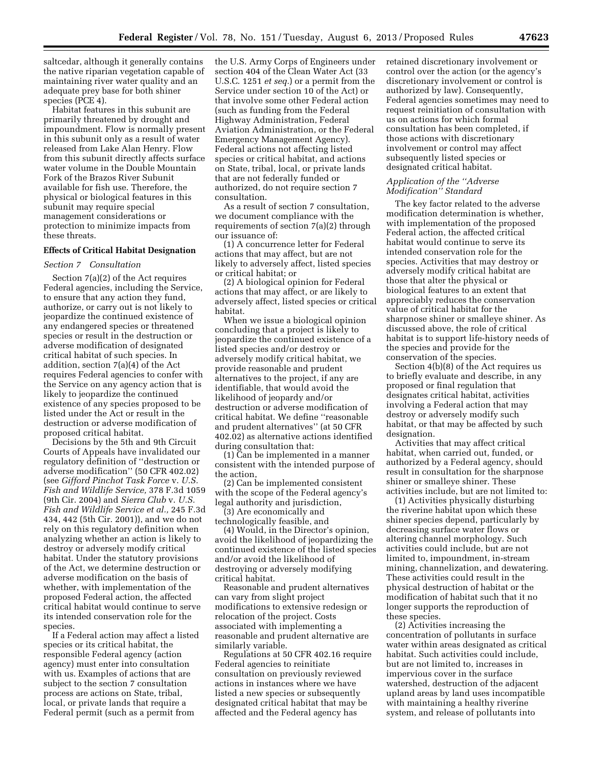saltcedar, although it generally contains the native riparian vegetation capable of maintaining river water quality and an adequate prey base for both shiner species (PCE 4).

Habitat features in this subunit are primarily threatened by drought and impoundment. Flow is normally present in this subunit only as a result of water released from Lake Alan Henry. Flow from this subunit directly affects surface water volume in the Double Mountain Fork of the Brazos River Subunit available for fish use. Therefore, the physical or biological features in this subunit may require special management considerations or protection to minimize impacts from these threats.

### Effects of Critical Habitat Designation

*Section 7 Consultation*

Section 7(a)(2) of the Act requires Federal agencies, including the Service, to ensure that any action they fund, authorize, or carry out is not likely to jeopardize the continued existence of any endangered species or threatened species or result in the destruction or adverse modification of designated critical habitat of such species. In addition, section 7(a)(4) of the Act requires Federal agencies to confer with the Service on any agency action that is likely to jeopardize the continued existence of any species proposed to be listed under the Act or result in the destruction or adverse modification of proposed critical habitat.

Decisions by the 5th and 9th Circuit Courts of Appeals have invalidated our regulatory definition of ''destruction or adverse modification'' (50 CFR 402.02) (see *Gifford Pinchot Task Force* v. *U.S. Fish and Wildlife Service,* 378 F.3d 1059 (9th Cir. 2004) and *Sierra Club* v. *U.S. Fish and Wildlife Service et al.,* 245 F.3d 434, 442 (5th Cir. 2001)), and we do not rely on this regulatory definition when analyzing whether an action is likely to destroy or adversely modify critical habitat. Under the statutory provisions of the Act, we determine destruction or adverse modification on the basis of whether, with implementation of the proposed Federal action, the affected critical habitat would continue to serve its intended conservation role for the species.

If a Federal action may affect a listed species or its critical habitat, the responsible Federal agency (action agency) must enter into consultation with us. Examples of actions that are subject to the section 7 consultation process are actions on State, tribal, local, or private lands that require a Federal permit (such as a permit from the U.S. Army Corps of Engineers under section 404 of the Clean Water Act (33 U.S.C. 1251 *et seq.*) or a permit from the Service under section 10 of the Act) or that involve some other Federal action (such as funding from the Federal Highway Administration, Federal Aviation Administration, or the Federal Emergency Management Agency). Federal actions not affecting listed species or critical habitat, and actions on State, tribal, local, or private lands that are not federally funded or authorized, do not require section 7 consultation.

As a result of section 7 consultation, we document compliance with the requirements of section 7(a)(2) through our issuance of:

(1) A concurrence letter for Federal actions that may affect, but are not likely to adversely affect, listed species or critical habitat; or

(2) A biological opinion for Federal actions that may affect, or are likely to adversely affect, listed species or critical habitat.

When we issue a biological opinion concluding that a project is likely to jeopardize the continued existence of a listed species and/or destroy or adversely modify critical habitat, we provide reasonable and prudent alternatives to the project, if any are identifiable, that would avoid the likelihood of jeopardy and/or destruction or adverse modification of critical habitat. We define ''reasonable and prudent alternatives'' (at 50 CFR 402.02) as alternative actions identified during consultation that:

(1) Can be implemented in a manner consistent with the intended purpose of the action,

(2) Can be implemented consistent with the scope of the Federal agency's legal authority and jurisdiction,

(3) Are economically and technologically feasible, and

(4) Would, in the Director's opinion, avoid the likelihood of jeopardizing the continued existence of the listed species and/or avoid the likelihood of destroying or adversely modifying critical habitat.

Reasonable and prudent alternatives can vary from slight project modifications to extensive redesign or relocation of the project. Costs associated with implementing a reasonable and prudent alternative are similarly variable.

Regulations at 50 CFR 402.16 require Federal agencies to reinitiate consultation on previously reviewed actions in instances where we have listed a new species or subsequently designated critical habitat that may be affected and the Federal agency has retained discretionary involvement or control over the action (or the agency's discretionary involvement or control is authorized by law). Consequently, Federal agencies sometimes may need to request reinitiation of consultation with us on actions for which formal consultation has been completed, if those actions with discretionary involvement or control may affect subsequently listed species or designated critical habitat.

*Application of the ''Adverse Modification'' Standard*

The key factor related to the adverse modification determination is whether, with implementation of the proposed Federal action, the affected critical habitat would continue to serve its intended conservation role for the species. Activities that may destroy or adversely modify critical habitat are those that alter the physical or biological features to an extent that appreciably reduces the conservation value of critical habitat for the sharpnose shiner or smalleye shiner. As discussed above, the role of critical habitat is to support life-history needs of the species and provide for the conservation of the species.

Section 4(b)(8) of the Act requires us to briefly evaluate and describe, in any proposed or final regulation that designates critical habitat, activities involving a Federal action that may destroy or adversely modify such habitat, or that may be affected by such designation.

Activities that may affect critical habitat, when carried out, funded, or authorized by a Federal agency, should result in consultation for the sharpnose shiner or smalleye shiner. These activities include, but are not limited to:

(1) Activities physically disturbing the riverine habitat upon which these shiner species depend, particularly by decreasing surface water flows or altering channel morphology. Such activities could include, but are not limited to, impoundment, in-stream mining, channelization, and dewatering. These activities could result in the physical destruction of habitat or the modification of habitat such that it no longer supports the reproduction of these species.

(2) Activities increasing the concentration of pollutants in surface water within areas designated as critical habitat. Such activities could include, but are not limited to, increases in impervious cover in the surface watershed, destruction of the adjacent upland areas by land uses incompatible with maintaining a healthy riverine system, and release of pollutants into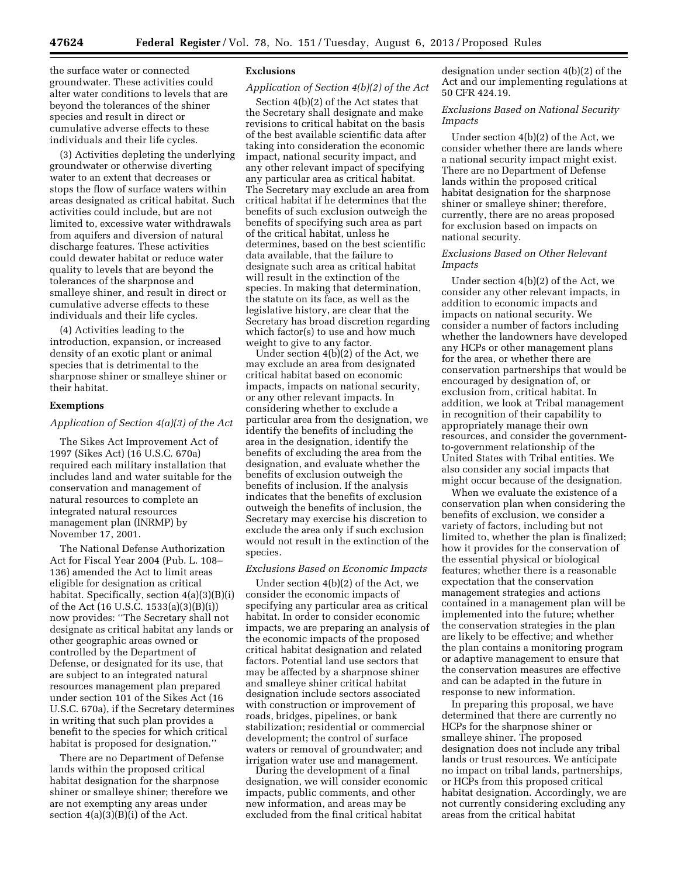the surface water or connected groundwater. These activities could alter water conditions to levels that are beyond the tolerances of the shiner species and result in direct or cumulative adverse effects to these individuals and their life cycles.

(3) Activities depleting the underlying groundwater or otherwise diverting water to an extent that decreases or stops the flow of surface waters within areas designated as critical habitat. Such activities could include, but are not limited to, excessive water withdrawals from aquifers and diversion of natural discharge features. These activities could dewater habitat or reduce water quality to levels that are beyond the tolerances of the sharpnose and smalleye shiner, and result in direct or cumulative adverse effects to these individuals and their life cycles.

(4) Activities leading to the introduction, expansion, or increased density of an exotic plant or animal species that is detrimental to the sharpnose shiner or smalleye shiner or their habitat.

## Exemptions

### *Application of Section 4(a)(3) of the Act*

The Sikes Act Improvement Act of 1997 (Sikes Act) (16 U.S.C. 670a) required each military installation that includes land and water suitable for the conservation and management of natural resources to complete an integrated natural resources management plan (INRMP) by November 17, 2001.

The National Defense Authorization Act for Fiscal Year 2004 (Pub. L. 108–136) amended the Act to limit areas eligible for designation as critical habitat. Specifically, section 4(a)(3)(B)(i) of the Act (16 U.S.C. 1533(a)(3)(B)(i)) now provides: ''The Secretary shall not designate as critical habitat any lands or other geographic areas owned or controlled by the Department of Defense, or designated for its use, that are subject to an integrated natural resources management plan prepared under section 101 of the Sikes Act (16 U.S.C. 670a), if the Secretary determines in writing that such plan provides a benefit to the species for which critical habitat is proposed for designation.''

There are no Department of Defense lands within the proposed critical habitat designation for the sharpnose shiner or smalleye shiner; therefore we are not exempting any areas under section 4(a)(3)(B)(i) of the Act.

## Exclusions

### *Application of Section 4(b)(2) of the Act*

Section 4(b)(2) of the Act states that the Secretary shall designate and make revisions to critical habitat on the basis of the best available scientific data after taking into consideration the economic impact, national security impact, and any other relevant impact of specifying any particular area as critical habitat. The Secretary may exclude an area from critical habitat if he determines that the benefits of such exclusion outweigh the benefits of specifying such area as part of the critical habitat, unless he determines, based on the best scientific data available, that the failure to designate such area as critical habitat will result in the extinction of the species. In making that determination, the statute on its face, as well as the legislative history, are clear that the Secretary has broad discretion regarding which factor(s) to use and how much weight to give to any factor.

Under section 4(b)(2) of the Act, we may exclude an area from designated critical habitat based on economic impacts, impacts on national security, or any other relevant impacts. In considering whether to exclude a particular area from the designation, we identify the benefits of including the area in the designation, identify the benefits of excluding the area from the designation, and evaluate whether the benefits of exclusion outweigh the benefits of inclusion. If the analysis indicates that the benefits of exclusion outweigh the benefits of inclusion, the Secretary may exercise his discretion to exclude the area only if such exclusion would not result in the extinction of the species.

### *Exclusions Based on Economic Impacts*

Under section 4(b)(2) of the Act, we consider the economic impacts of specifying any particular area as critical habitat. In order to consider economic impacts, we are preparing an analysis of the economic impacts of the proposed critical habitat designation and related factors. Potential land use sectors that may be affected by a sharpnose shiner and smalleye shiner critical habitat designation include sectors associated with construction or improvement of roads, bridges, pipelines, or bank stabilization; residential or commercial development; the control of surface waters or removal of groundwater; and irrigation water use and management.

During the development of a final designation, we will consider economic impacts, public comments, and other new information, and areas may be excluded from the final critical habitat designation under section 4(b)(2) of the Act and our implementing regulations at 50 CFR 424.19.

### *Exclusions Based on National Security Impacts*

Under section 4(b)(2) of the Act, we consider whether there are lands where a national security impact might exist. There are no Department of Defense lands within the proposed critical habitat designation for the sharpnose shiner or smalleye shiner; therefore, currently, there are no areas proposed for exclusion based on impacts on national security.

### *Exclusions Based on Other Relevant Impacts*

Under section 4(b)(2) of the Act, we consider any other relevant impacts, in addition to economic impacts and impacts on national security. We consider a number of factors including whether the landowners have developed any HCPs or other management plans for the area, or whether there are conservation partnerships that would be encouraged by designation of, or exclusion from, critical habitat. In addition, we look at Tribal management in recognition of their capability to appropriately manage their own resources, and consider the government-to-government relationship of the United States with Tribal entities. We also consider any social impacts that might occur because of the designation.

When we evaluate the existence of a conservation plan when considering the benefits of exclusion, we consider a variety of factors, including but not limited to, whether the plan is finalized; how it provides for the conservation of the essential physical or biological features; whether there is a reasonable expectation that the conservation management strategies and actions contained in a management plan will be implemented into the future; whether the conservation strategies in the plan are likely to be effective; and whether the plan contains a monitoring program or adaptive management to ensure that the conservation measures are effective and can be adapted in the future in response to new information.

In preparing this proposal, we have determined that there are currently no HCPs for the sharpnose shiner or smalleye shiner. The proposed designation does not include any tribal lands or trust resources. We anticipate no impact on tribal lands, partnerships, or HCPs from this proposed critical habitat designation. Accordingly, we are not currently considering excluding any areas from the critical habitat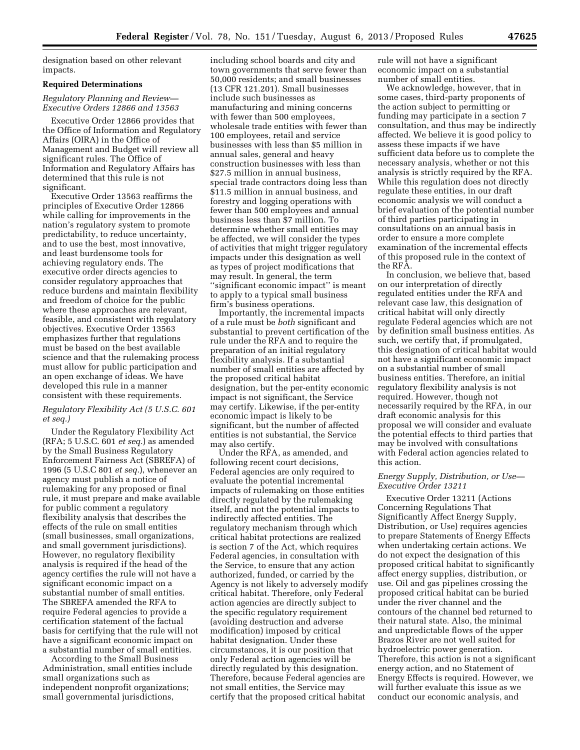designation based on other relevant impacts.

**Required Determinations**

*Regulatory Planning and Review—Executive Orders 12866 and 13563*

Executive Order 12866 provides that the Office of Information and Regulatory Affairs (OIRA) in the Office of Management and Budget will review all significant rules. The Office of Information and Regulatory Affairs has determined that this rule is not significant.

Executive Order 13563 reaffirms the principles of Executive Order 12866 while calling for improvements in the nation's regulatory system to promote predictability, to reduce uncertainty, and to use the best, most innovative, and least burdensome tools for achieving regulatory ends. The executive order directs agencies to consider regulatory approaches that reduce burdens and maintain flexibility and freedom of choice for the public where these approaches are relevant, feasible, and consistent with regulatory objectives. Executive Order 13563 emphasizes further that regulations must be based on the best available science and that the rulemaking process must allow for public participation and an open exchange of ideas. We have developed this rule in a manner consistent with these requirements.

*Regulatory Flexibility Act (5 U.S.C. 601 et seq.)*

Under the Regulatory Flexibility Act (RFA; 5 U.S.C. 601 *et seq.*) as amended by the Small Business Regulatory Enforcement Fairness Act (SBREFA) of 1996 (5 U.S.C 801 *et seq.*), whenever an agency must publish a notice of rulemaking for any proposed or final rule, it must prepare and make available for public comment a regulatory flexibility analysis that describes the effects of the rule on small entities (small businesses, small organizations, and small government jurisdictions). However, no regulatory flexibility analysis is required if the head of the agency certifies the rule will not have a significant economic impact on a substantial number of small entities. The SBREFA amended the RFA to require Federal agencies to provide a certification statement of the factual basis for certifying that the rule will not have a significant economic impact on a substantial number of small entities.

According to the Small Business Administration, small entities include small organizations such as independent nonprofit organizations; small governmental jurisdictions, including school boards and city and town governments that serve fewer than 50,000 residents; and small businesses (13 CFR 121.201). Small businesses include such businesses as manufacturing and mining concerns with fewer than 500 employees, wholesale trade entities with fewer than 100 employees, retail and service businesses with less than $5 million in annual sales, general and heavy construction businesses with less than $27.5 million in annual business, special trade contractors doing less than $11.5 million in annual business, and forestry and logging operations with fewer than 500 employees and annual business less than $7 million. To determine whether small entities may be affected, we will consider the types of activities that might trigger regulatory impacts under this designation as well as types of project modifications that may result. In general, the term ''significant economic impact'' is meant to apply to a typical small business firm's business operations.

Importantly, the incremental impacts of a rule must be *both* significant and substantial to prevent certification of the rule under the RFA and to require the preparation of an initial regulatory flexibility analysis. If a substantial number of small entities are affected by the proposed critical habitat designation, but the per-entity economic impact is not significant, the Service may certify. Likewise, if the per-entity economic impact is likely to be significant, but the number of affected entities is not substantial, the Service may also certify.

Under the RFA, as amended, and following recent court decisions, Federal agencies are only required to evaluate the potential incremental impacts of rulemaking on those entities directly regulated by the rulemaking itself, and not the potential impacts to indirectly affected entities. The regulatory mechanism through which critical habitat protections are realized is section 7 of the Act, which requires Federal agencies, in consultation with the Service, to ensure that any action authorized, funded, or carried by the Agency is not likely to adversely modify critical habitat. Therefore, only Federal action agencies are directly subject to the specific regulatory requirement (avoiding destruction and adverse modification) imposed by critical habitat designation. Under these circumstances, it is our position that only Federal action agencies will be directly regulated by this designation. Therefore, because Federal agencies are not small entities, the Service may certify that the proposed critical habitat rule will not have a significant economic impact on a substantial number of small entities.

We acknowledge, however, that in some cases, third-party proponents of the action subject to permitting or funding may participate in a section 7 consultation, and thus may be indirectly affected. We believe it is good policy to assess these impacts if we have sufficient data before us to complete the necessary analysis, whether or not this analysis is strictly required by the RFA. While this regulation does not directly regulate these entities, in our draft economic analysis we will conduct a brief evaluation of the potential number of third parties participating in consultations on an annual basis in order to ensure a more complete examination of the incremental effects of this proposed rule in the context of the RFA.

In conclusion, we believe that, based on our interpretation of directly regulated entities under the RFA and relevant case law, this designation of critical habitat will only directly regulate Federal agencies which are not by definition small business entities. As such, we certify that, if promulgated, this designation of critical habitat would not have a significant economic impact on a substantial number of small business entities. Therefore, an initial regulatory flexibility analysis is not required. However, though not necessarily required by the RFA, in our draft economic analysis for this proposal we will consider and evaluate the potential effects to third parties that may be involved with consultations with Federal action agencies related to this action.

*Energy Supply, Distribution, or Use—Executive Order 13211*

Executive Order 13211 (Actions Concerning Regulations That Significantly Affect Energy Supply, Distribution, or Use) requires agencies to prepare Statements of Energy Effects when undertaking certain actions. We do not expect the designation of this proposed critical habitat to significantly affect energy supplies, distribution, or use. Oil and gas pipelines crossing the proposed critical habitat can be buried under the river channel and the contours of the channel bed returned to their natural state. Also, the minimal and unpredictable flows of the upper Brazos River are not well suited for hydroelectric power generation. Therefore, this action is not a significant energy action, and no Statement of Energy Effects is required. However, we will further evaluate this issue as we conduct our economic analysis, and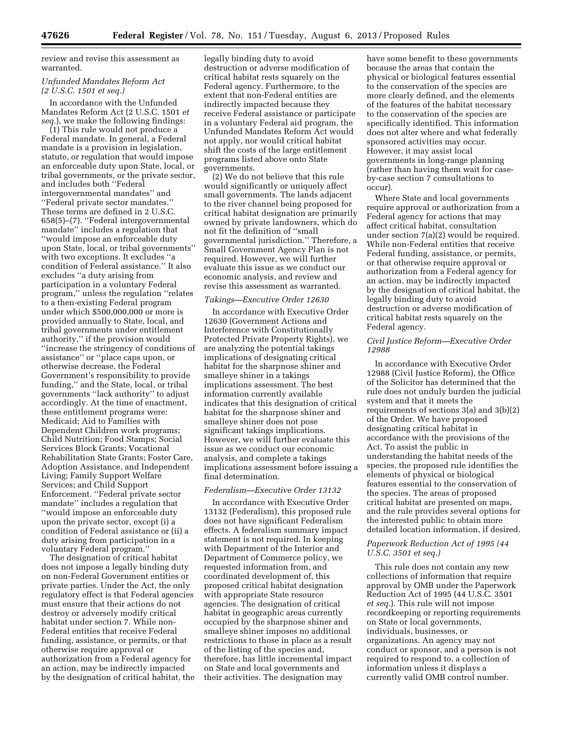review and revise this assessment as warranted.

*Unfunded Mandates Reform Act (2 U.S.C. 1501 et seq.)*

In accordance with the Unfunded Mandates Reform Act (2 U.S.C. 1501 *et seq.*), we make the following findings:

(1) This rule would not produce a Federal mandate. In general, a Federal mandate is a provision in legislation, statute, or regulation that would impose an enforceable duty upon State, local, or tribal governments, or the private sector, and includes both ''Federal intergovernmental mandates'' and ''Federal private sector mandates.'' These terms are defined in 2 U.S.C. 658(5)–(7). ''Federal intergovernmental mandate'' includes a regulation that ''would impose an enforceable duty upon State, local, or tribal governments'' with two exceptions. It excludes ''a condition of Federal assistance.'' It also excludes ''a duty arising from participation in a voluntary Federal program,'' unless the regulation ''relates to a then-existing Federal program under which $500,000,000 or more is provided annually to State, local, and tribal governments under entitlement authority,'' if the provision would ''increase the stringency of conditions of assistance'' or ''place caps upon, or otherwise decrease, the Federal Government's responsibility to provide funding,'' and the State, local, or tribal governments ''lack authority'' to adjust accordingly. At the time of enactment, these entitlement programs were: Medicaid; Aid to Families with Dependent Children work programs; Child Nutrition; Food Stamps; Social Services Block Grants; Vocational Rehabilitation State Grants; Foster Care, Adoption Assistance, and Independent Living; Family Support Welfare Services; and Child Support Enforcement. ''Federal private sector mandate'' includes a regulation that ''would impose an enforceable duty upon the private sector, except (i) a condition of Federal assistance or (ii) a duty arising from participation in a voluntary Federal program.''

The designation of critical habitat does not impose a legally binding duty on non-Federal Government entities or private parties. Under the Act, the only regulatory effect is that Federal agencies must ensure that their actions do not destroy or adversely modify critical habitat under section 7. While non-Federal entities that receive Federal funding, assistance, or permits, or that otherwise require approval or authorization from a Federal agency for an action, may be indirectly impacted by the designation of critical habitat, the legally binding duty to avoid destruction or adverse modification of critical habitat rests squarely on the Federal agency. Furthermore, to the extent that non-Federal entities are indirectly impacted because they receive Federal assistance or participate in a voluntary Federal aid program, the Unfunded Mandates Reform Act would not apply, nor would critical habitat shift the costs of the large entitlement programs listed above onto State governments.

(2) We do not believe that this rule would significantly or uniquely affect small governments. The lands adjacent to the river channel being proposed for critical habitat designation are primarily owned by private landowners, which do not fit the definition of ''small governmental jurisdiction.'' Therefore, a Small Government Agency Plan is not required. However, we will further evaluate this issue as we conduct our economic analysis, and review and revise this assessment as warranted.

*Takings—Executive Order 12630*

In accordance with Executive Order 12630 (Government Actions and Interference with Constitutionally Protected Private Property Rights), we are analyzing the potential takings implications of designating critical habitat for the sharpnose shiner and smalleye shiner in a takings implications assessment. The best information currently available indicates that this designation of critical habitat for the sharpnose shiner and smalleye shiner does not pose significant takings implications. However, we will further evaluate this issue as we conduct our economic analysis, and complete a takings implications assessment before issuing a final determination.

*Federalism—Executive Order 13132*

In accordance with Executive Order 13132 (Federalism), this proposed rule does not have significant Federalism effects. A federalism summary impact statement is not required. In keeping with Department of the Interior and Department of Commerce policy, we requested information from, and coordinated development of, this proposed critical habitat designation with appropriate State resource agencies. The designation of critical habitat in geographic areas currently occupied by the sharpnose shiner and smalleye shiner imposes no additional restrictions to those in place as a result of the listing of the species and, therefore, has little incremental impact on State and local governments and their activities. The designation may have some benefit to these governments because the areas that contain the physical or biological features essential to the conservation of the species are more clearly defined, and the elements of the features of the habitat necessary to the conservation of the species are specifically identified. This information does not alter where and what federally sponsored activities may occur. However, it may assist local governments in long-range planning (rather than having them wait for case-by-case section 7 consultations to occur).

Where State and local governments require approval or authorization from a Federal agency for actions that may affect critical habitat, consultation under section 7(a)(2) would be required. While non-Federal entities that receive Federal funding, assistance, or permits, or that otherwise require approval or authorization from a Federal agency for an action, may be indirectly impacted by the designation of critical habitat, the legally binding duty to avoid destruction or adverse modification of critical habitat rests squarely on the Federal agency.

*Civil Justice Reform—Executive Order 12988*

In accordance with Executive Order 12988 (Civil Justice Reform), the Office of the Solicitor has determined that the rule does not unduly burden the judicial system and that it meets the requirements of sections 3(a) and 3(b)(2) of the Order. We have proposed designating critical habitat in accordance with the provisions of the Act. To assist the public in understanding the habitat needs of the species, the proposed rule identifies the elements of physical or biological features essential to the conservation of the species. The areas of proposed critical habitat are presented on maps, and the rule provides several options for the interested public to obtain more detailed location information, if desired.

*Paperwork Reduction Act of 1995 (44 U.S.C. 3501 et seq.)*

This rule does not contain any new collections of information that require approval by OMB under the Paperwork Reduction Act of 1995 (44 U.S.C. 3501 *et seq.*). This rule will not impose recordkeeping or reporting requirements on State or local governments, individuals, businesses, or organizations. An agency may not conduct or sponsor, and a person is not required to respond to, a collection of information unless it displays a currently valid OMB control number.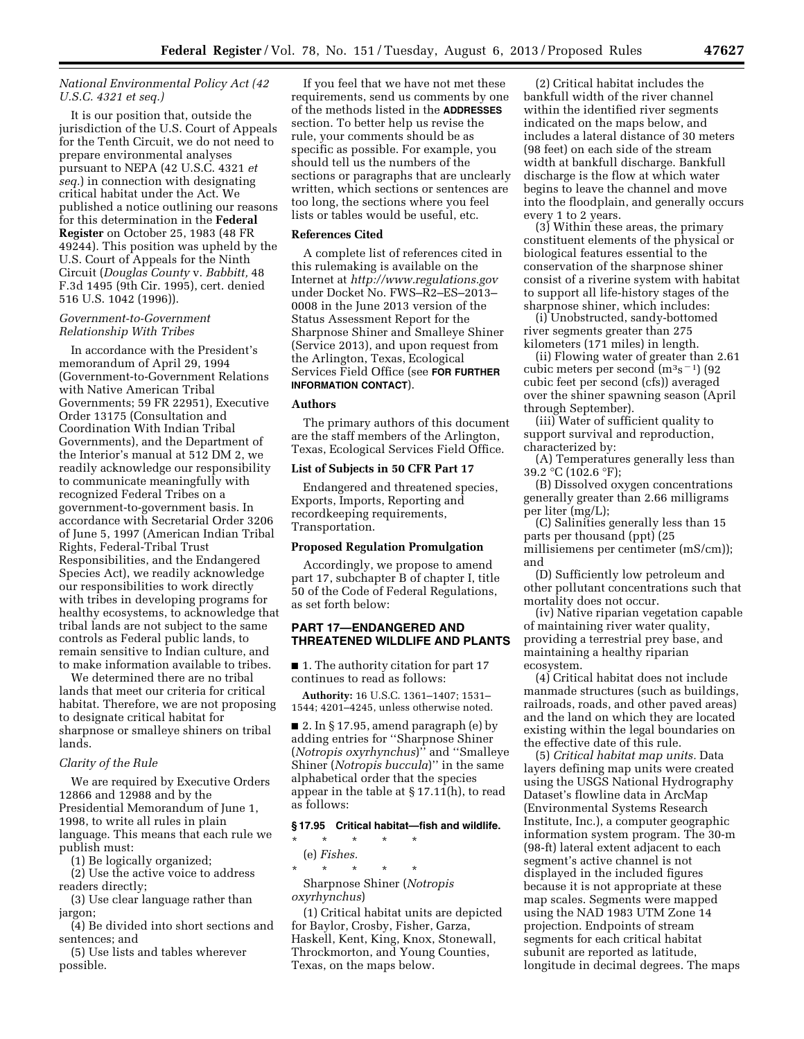*National Environmental Policy Act (42 U.S.C. 4321 et seq.)*

It is our position that, outside the jurisdiction of the U.S. Court of Appeals for the Tenth Circuit, we do not need to prepare environmental analyses pursuant to NEPA (42 U.S.C. 4321 *et seq.*) in connection with designating critical habitat under the Act. We published a notice outlining our reasons for this determination in the **Federal Register** on October 25, 1983 (48 FR 49244). This position was upheld by the U.S. Court of Appeals for the Ninth Circuit (*Douglas County* v. *Babbitt,* 48 F.3d 1495 (9th Cir. 1995), cert. denied 516 U.S. 1042 (1996)).

*Government-to-Government Relationship With Tribes*

In accordance with the President's memorandum of April 29, 1994 (Government-to-Government Relations with Native American Tribal Governments; 59 FR 22951), Executive Order 13175 (Consultation and Coordination With Indian Tribal Governments), and the Department of the Interior's manual at 512 DM 2, we readily acknowledge our responsibility to communicate meaningfully with recognized Federal Tribes on a government-to-government basis. In accordance with Secretarial Order 3206 of June 5, 1997 (American Indian Tribal Rights, Federal-Tribal Trust Responsibilities, and the Endangered Species Act), we readily acknowledge our responsibilities to work directly with tribes in developing programs for healthy ecosystems, to acknowledge that tribal lands are not subject to the same controls as Federal public lands, to remain sensitive to Indian culture, and to make information available to tribes.

We determined there are no tribal lands that meet our criteria for critical habitat. Therefore, we are not proposing to designate critical habitat for sharpnose or smalleye shiners on tribal lands.

*Clarity of the Rule*

We are required by Executive Orders 12866 and 12988 and by the Presidential Memorandum of June 1, 1998, to write all rules in plain language. This means that each rule we publish must:

(1) Be logically organized;

(2) Use the active voice to address readers directly;

(3) Use clear language rather than jargon;

(4) Be divided into short sections and sentences; and

(5) Use lists and tables wherever possible.

If you feel that we have not met these requirements, send us comments by one of the methods listed in the **ADDRESSES** section. To better help us revise the rule, your comments should be as specific as possible. For example, you should tell us the numbers of the sections or paragraphs that are unclearly written, which sections or sentences are too long, the sections where you feel lists or tables would be useful, etc.

**References Cited**

A complete list of references cited in this rulemaking is available on the Internet at *http://www.regulations.gov* under Docket No. FWS–R2–ES–2013–0008 in the June 2013 version of the Status Assessment Report for the Sharpnose Shiner and Smalleye Shiner (Service 2013), and upon request from the Arlington, Texas, Ecological Services Field Office (see **FOR FURTHER INFORMATION CONTACT**).

**Authors**

The primary authors of this document are the staff members of the Arlington, Texas, Ecological Services Field Office.

**List of Subjects in 50 CFR Part 17**

Endangered and threatened species, Exports, Imports, Reporting and recordkeeping requirements, Transportation.

**Proposed Regulation Promulgation**

Accordingly, we propose to amend part 17, subchapter B of chapter I, title 50 of the Code of Federal Regulations, as set forth below:

## PART 17—ENDANGERED AND THREATENED WILDLIFE AND PLANTS

■ 1. The authority citation for part 17 continues to read as follows:

**Authority:** 16 U.S.C. 1361–1407; 1531–1544; 4201–4245, unless otherwise noted.

■ 2. In § 17.95, amend paragraph (e) by adding entries for ''Sharpnose Shiner (*Notropis oxyrhynchus*)'' and ''Smalleye Shiner (*Notropis buccula*)'' in the same alphabetical order that the species appear in the table at § 17.11(h), to read as follows:

**§ 17.95 Critical habitat—fish and wildlife.**

\* \* \* \* \*

(e) *Fishes.*

\* \* \* \* \*

Sharpnose Shiner (*Notropis oxyrhynchus*)

(1) Critical habitat units are depicted for Baylor, Crosby, Fisher, Garza, Haskell, Kent, King, Knox, Stonewall, Throckmorton, and Young Counties, Texas, on the maps below.

(2) Critical habitat includes the bankfull width of the river channel within the identified river segments indicated on the maps below, and includes a lateral distance of 30 meters (98 feet) on each side of the stream width at bankfull discharge. Bankfull discharge is the flow at which water begins to leave the channel and move into the floodplain, and generally occurs every 1 to 2 years.

(3) Within these areas, the primary constituent elements of the physical or biological features essential to the conservation of the sharpnose shiner consist of a riverine system with habitat to support all life-history stages of the sharpnose shiner, which includes:

(i) Unobstructed, sandy-bottomed river segments greater than 275 kilometers (171 miles) in length.

(ii) Flowing water of greater than 2.61 cubic meters per second ($m^3s^{-1}$) (92 cubic feet per second (cfs)) averaged over the shiner spawning season (April through September).

(iii) Water of sufficient quality to support survival and reproduction, characterized by:

(A) Temperatures generally less than 39.2 °C (102.6 °F);

(B) Dissolved oxygen concentrations generally greater than 2.66 milligrams per liter (mg/L);

(C) Salinities generally less than 15 parts per thousand (ppt) (25 millisiemens per centimeter (mS/cm)); and

(D) Sufficiently low petroleum and other pollutant concentrations such that mortality does not occur.

(iv) Native riparian vegetation capable of maintaining river water quality, providing a terrestrial prey base, and maintaining a healthy riparian ecosystem.

(4) Critical habitat does not include manmade structures (such as buildings, railroads, roads, and other paved areas) and the land on which they are located existing within the legal boundaries on the effective date of this rule.

(5) *Critical habitat map units.* Data layers defining map units were created using the USGS National Hydrography Dataset's flowline data in ArcMap (Environmental Systems Research Institute, Inc.), a computer geographic information system program. The 30-m (98-ft) lateral extent adjacent to each segment's active channel is not displayed in the included figures because it is not appropriate at these map scales. Segments were mapped using the NAD 1983 UTM Zone 14 projection. Endpoints of stream segments for each critical habitat subunit are reported as latitude, longitude in decimal degrees. The maps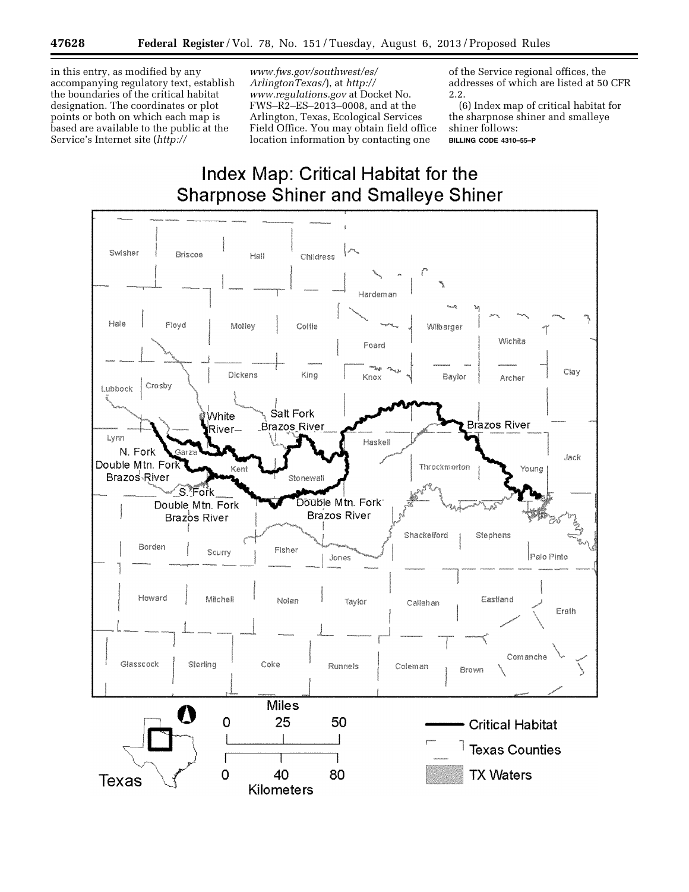in this entry, as modified by any accompanying regulatory text, establish the boundaries of the critical habitat designation. The coordinates or plot points or both on which each map is based are available to the public at the Service's Internet site (*http://www.fws.gov/southwest/es/ArlingtonTexas/*), at *http://www.regulations.gov* at Docket No. FWS–R2–ES–2013–0008, and at the Arlington, Texas, Ecological Services Field Office. You may obtain field office location information by contacting one of the Service regional offices, the addresses of which are listed at 50 CFR 2.2.

(6) Index map of critical habitat for the sharpnose shiner and smalleye shiner follows:

BILLING CODE 4310–55–P

Index Map: Critical Habitat for the Sharpnose Shiner and Smalleye Shiner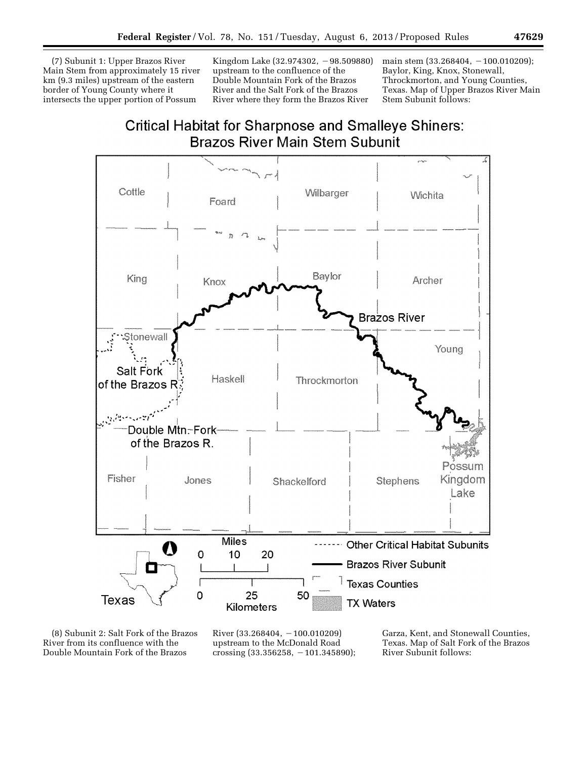(7) Subunit 1: Upper Brazos River Main Stem from approximately 15 river km (9.3 miles) upstream of the eastern border of Young County where it intersects the upper portion of Possum Kingdom Lake (32.974302, −98.509880) upstream to the confluence of the Double Mountain Fork of the Brazos River and the Salt Fork of the Brazos River where they form the Brazos River main stem (33.268404, −100.010209); Baylor, King, Knox, Stonewall, Throckmorton, and Young Counties, Texas. Map of Upper Brazos River Main Stem Subunit follows:

Critical Habitat for Sharpnose and Smalleye Shiners: Brazos River Main Stem Subunit

(8) Subunit 2: Salt Fork of the Brazos River from its confluence with the Double Mountain Fork of the Brazos River (33.268404, −100.010209) upstream to the McDonald Road crossing (33.356258, −101.345890); Garza, Kent, and Stonewall Counties, Texas. Map of Salt Fork of the Brazos River Subunit follows: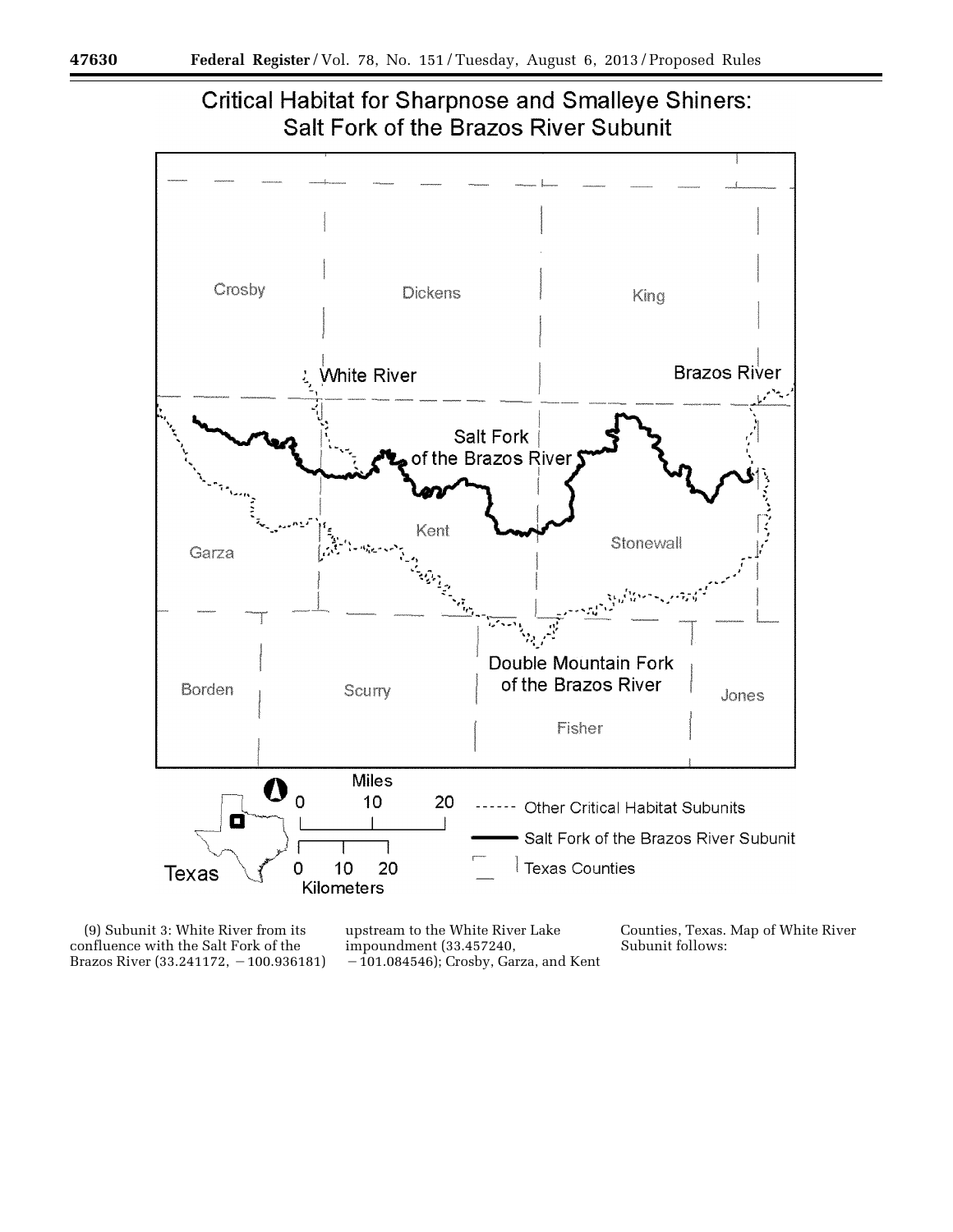Critical Habitat for Sharpnose and Smalleye Shiners: Salt Fork of the Brazos River Subunit

(9) Subunit 3: White River from its confluence with the Salt Fork of the Brazos River (33.241172, −100.936181) upstream to the White River Lake impoundment (33.457240, −101.084546); Crosby, Garza, and Kent Counties, Texas. Map of White River Subunit follows: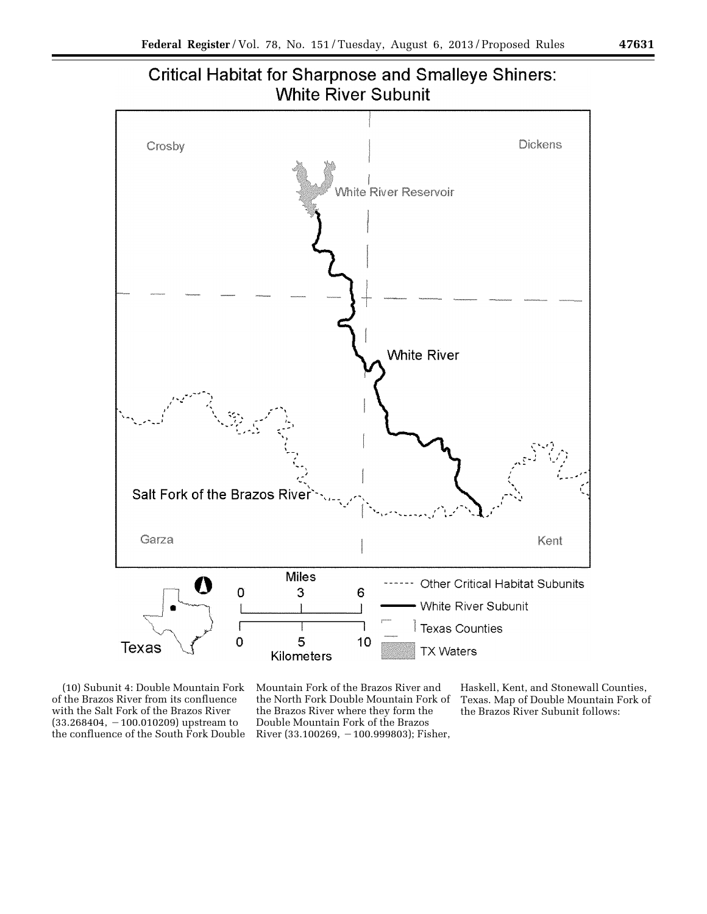Critical Habitat for Sharpnose and Smalleye Shiners: White River Subunit

(10) Subunit 4: Double Mountain Fork of the Brazos River from its confluence with the Salt Fork of the Brazos River (33.268404, −100.010209) upstream to the confluence of the South Fork Double Mountain Fork of the Brazos River and the North Fork Double Mountain Fork of the Brazos River where they form the Double Mountain Fork of the Brazos River (33.100269, −100.999803); Fisher, Haskell, Kent, and Stonewall Counties, Texas. Map of Double Mountain Fork of the Brazos River Subunit follows: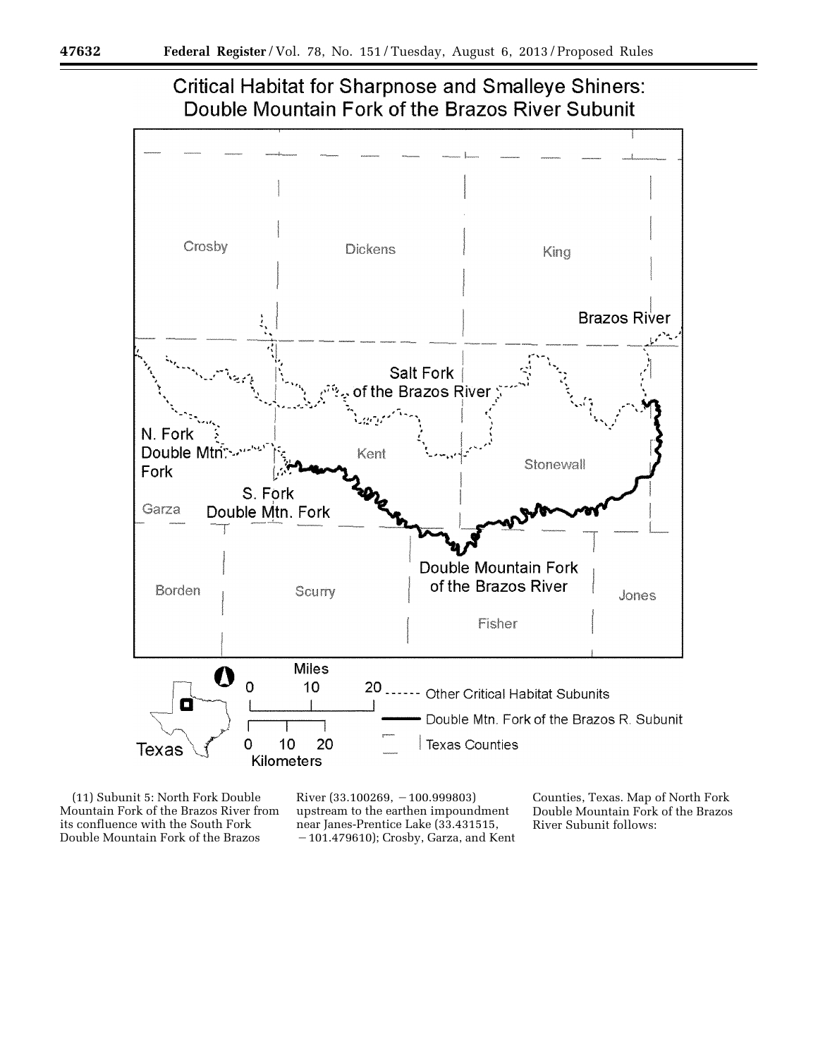Critical Habitat for Sharpnose and Smalleye Shiners: Double Mountain Fork of the Brazos River Subunit

(11) Subunit 5: North Fork Double Mountain Fork of the Brazos River from its confluence with the South Fork Double Mountain Fork of the Brazos River (33.100269, −100.999803) upstream to the earthen impoundment near Janes-Prentice Lake (33.431515, −101.479610); Crosby, Garza, and Kent Counties, Texas. Map of North Fork Double Mountain Fork of the Brazos River Subunit follows: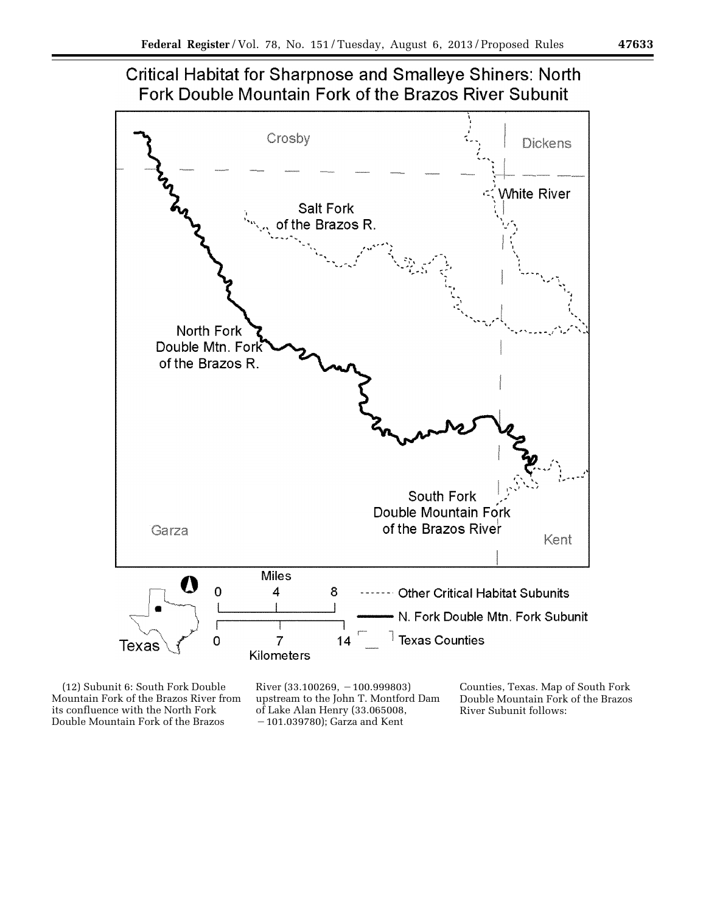Critical Habitat for Sharpnose and Smalleye Shiners: North Fork Double Mountain Fork of the Brazos River Subunit

Crosby

Dickens

White River

Salt Fork of the Brazos R.

North Fork Double Mtn. Fork of the Brazos R.

South Fork Double Mountain Fork of the Brazos River

Garza

Kent

Miles

0 4 8

0 7 14

Kilometers

Texas

Other Critical Habitat Subunits

N. Fork Double Mtn. Fork Subunit

Texas Counties

(12) Subunit 6: South Fork Double Mountain Fork of the Brazos River from its confluence with the North Fork Double Mountain Fork of the Brazos River (33.100269, −100.999803) upstream to the John T. Montford Dam of Lake Alan Henry (33.065008, −101.039780); Garza and Kent Counties, Texas. Map of South Fork Double Mountain Fork of the Brazos River Subunit follows: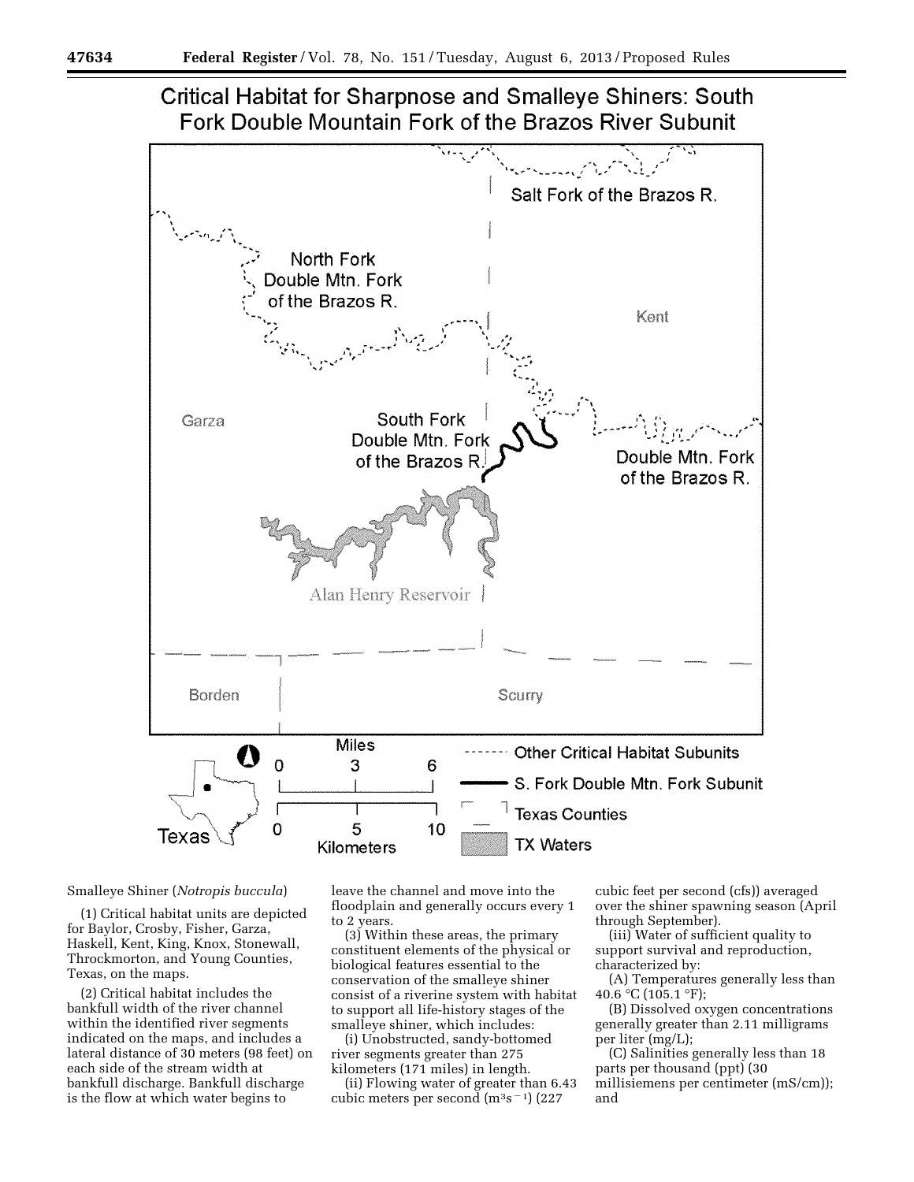Critical Habitat for Sharpnose and Smalleye Shiners: South Fork Double Mountain Fork of the Brazos River Subunit

Smalleye Shiner (*Notropis buccula*)

(1) Critical habitat units are depicted for Baylor, Crosby, Fisher, Garza, Haskell, Kent, King, Knox, Stonewall, Throckmorton, and Young Counties, Texas, on the maps.

(2) Critical habitat includes the bankfull width of the river channel within the identified river segments indicated on the maps, and includes a lateral distance of 30 meters (98 feet) on each side of the stream width at bankfull discharge. Bankfull discharge is the flow at which water begins to leave the channel and move into the floodplain and generally occurs every 1 to 2 years.

(3) Within these areas, the primary constituent elements of the physical or biological features essential to the conservation of the smalleye shiner consist of a riverine system with habitat to support all life-history stages of the smalleye shiner, which includes:

(i) Unobstructed, sandy-bottomed river segments greater than 275 kilometers (171 miles) in length.

(ii) Flowing water of greater than 6.43 cubic meters per second ($m^3s^{-1}$) (227 cubic feet per second (cfs)) averaged over the shiner spawning season (April through September).

(iii) Water of sufficient quality to support survival and reproduction, characterized by:

(A) Temperatures generally less than 40.6 °C (105.1 °F);

(B) Dissolved oxygen concentrations generally greater than 2.11 milligrams per liter (mg/L);

(C) Salinities generally less than 18 parts per thousand (ppt) (30 millisiemens per centimeter (mS/cm)); and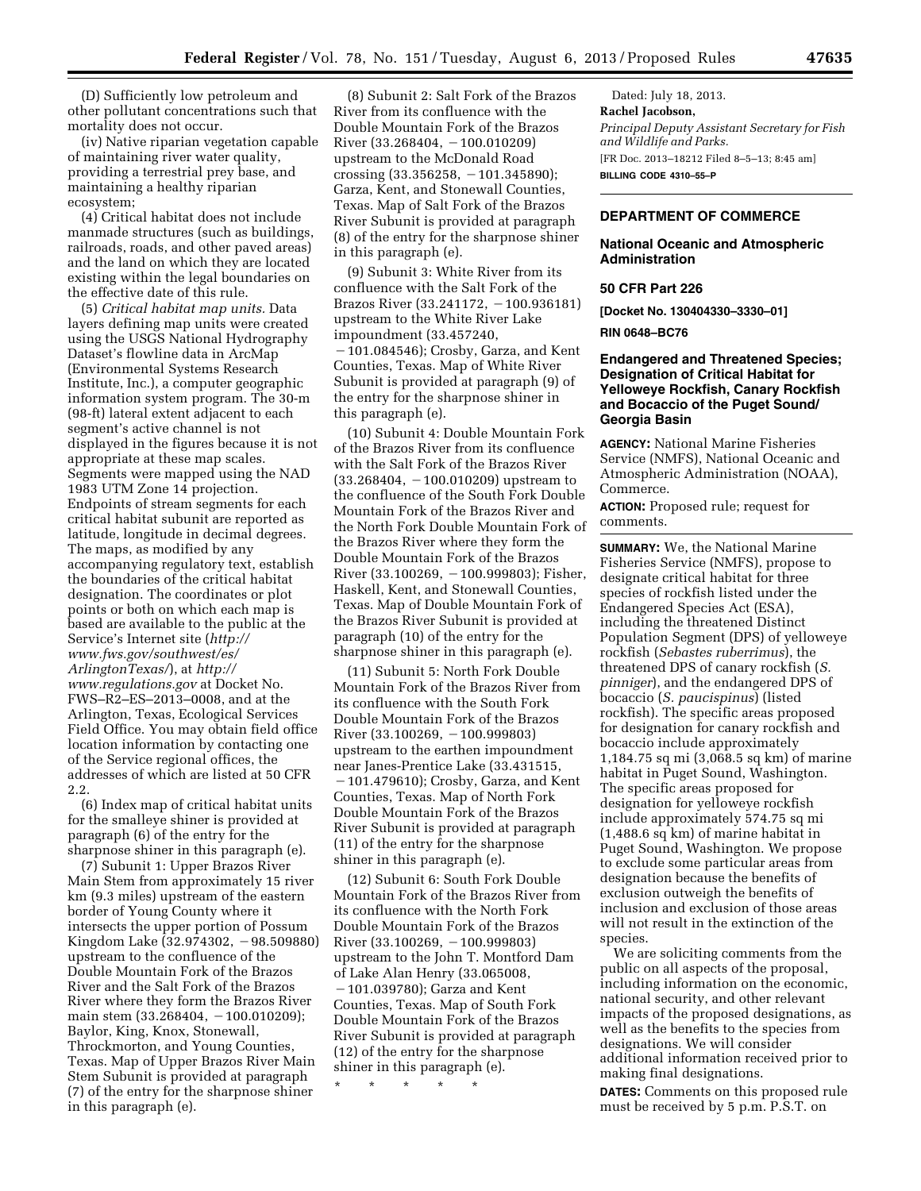(D) Sufficiently low petroleum and other pollutant concentrations such that mortality does not occur.

(iv) Native riparian vegetation capable of maintaining river water quality, providing a terrestrial prey base, and maintaining a healthy riparian ecosystem;

(4) Critical habitat does not include manmade structures (such as buildings, railroads, roads, and other paved areas) and the land on which they are located existing within the legal boundaries on the effective date of this rule.

(5) *Critical habitat map units.* Data layers defining map units were created using the USGS National Hydrography Dataset's flowline data in ArcMap (Environmental Systems Research Institute, Inc.), a computer geographic information system program. The 30-m (98-ft) lateral extent adjacent to each segment's active channel is not displayed in the figures because it is not appropriate at these map scales. Segments were mapped using the NAD 1983 UTM Zone 14 projection. Endpoints of stream segments for each critical habitat subunit are reported as latitude, longitude in decimal degrees. The maps, as modified by any accompanying regulatory text, establish the boundaries of the critical habitat designation. The coordinates or plot points or both on which each map is based are available to the public at the Service's Internet site (*http://www.fws.gov/southwest/es/ArlingtonTexas/*), at *http://www.regulations.gov* at Docket No. FWS–R2–ES–2013–0008, and at the Arlington, Texas, Ecological Services Field Office. You may obtain field office location information by contacting one of the Service regional offices, the addresses of which are listed at 50 CFR 2.2.

(6) Index map of critical habitat units for the smalleye shiner is provided at paragraph (6) of the entry for the sharpnose shiner in this paragraph (e).

(7) Subunit 1: Upper Brazos River Main Stem from approximately 15 river km (9.3 miles) upstream of the eastern border of Young County where it intersects the upper portion of Possum Kingdom Lake (32.974302, −98.509880) upstream to the confluence of the Double Mountain Fork of the Brazos River and the Salt Fork of the Brazos River where they form the Brazos River main stem (33.268404, −100.010209); Baylor, King, Knox, Stonewall, Throckmorton, and Young Counties, Texas. Map of Upper Brazos River Main Stem Subunit is provided at paragraph (7) of the entry for the sharpnose shiner in this paragraph (e).

(8) Subunit 2: Salt Fork of the Brazos River from its confluence with the Double Mountain Fork of the Brazos River (33.268404, −100.010209) upstream to the McDonald Road crossing (33.356258, −101.345890); Garza, Kent, and Stonewall Counties, Texas. Map of Salt Fork of the Brazos River Subunit is provided at paragraph (8) of the entry for the sharpnose shiner in this paragraph (e).

(9) Subunit 3: White River from its confluence with the Salt Fork of the Brazos River (33.241172, −100.936181) upstream to the White River Lake impoundment (33.457240, −101.084546); Crosby, Garza, and Kent Counties, Texas. Map of White River Subunit is provided at paragraph (9) of the entry for the sharpnose shiner in this paragraph (e).

(10) Subunit 4: Double Mountain Fork of the Brazos River from its confluence with the Salt Fork of the Brazos River (33.268404, −100.010209) upstream to the confluence of the South Fork Double Mountain Fork of the Brazos River and the North Fork Double Mountain Fork of the Brazos River where they form the Double Mountain Fork of the Brazos River (33.100269, −100.999803); Fisher, Haskell, Kent, and Stonewall Counties, Texas. Map of Double Mountain Fork of the Brazos River Subunit is provided at paragraph (10) of the entry for the sharpnose shiner in this paragraph (e).

(11) Subunit 5: North Fork Double Mountain Fork of the Brazos River from its confluence with the South Fork Double Mountain Fork of the Brazos River (33.100269, −100.999803) upstream to the earthen impoundment near Janes-Prentice Lake (33.431515, −101.479610); Crosby, Garza, and Kent Counties, Texas. Map of North Fork Double Mountain Fork of the Brazos River Subunit is provided at paragraph (11) of the entry for the sharpnose shiner in this paragraph (e).

(12) Subunit 6: South Fork Double Mountain Fork of the Brazos River from its confluence with the North Fork Double Mountain Fork of the Brazos River (33.100269, −100.999803) upstream to the John T. Montford Dam of Lake Alan Henry (33.065008, −101.039780); Garza and Kent Counties, Texas. Map of South Fork Double Mountain Fork of the Brazos River Subunit is provided at paragraph (12) of the entry for the sharpnose shiner in this paragraph (e).

\* \* \* \* \*

Dated: July 18, 2013.

**Rachel Jacobson,**

*Principal Deputy Assistant Secretary for Fish and Wildlife and Parks.*

[FR Doc. 2013–18212 Filed 8–5–13; 8:45 am]

**BILLING CODE 4310–55–P**

---

## DEPARTMENT OF COMMERCE

## National Oceanic and Atmospheric Administration

## 50 CFR Part 226

**[Docket No. 130404330–3330–01]**

**RIN 0648–BC76**

## Endangered and Threatened Species; Designation of Critical Habitat for Yelloweye Rockfish, Canary Rockfish and Bocaccio of the Puget Sound/Georgia Basin

**AGENCY:** National Marine Fisheries Service (NMFS), National Oceanic and Atmospheric Administration (NOAA), Commerce.

**ACTION:** Proposed rule; request for comments.

**SUMMARY:** We, the National Marine Fisheries Service (NMFS), propose to designate critical habitat for three species of rockfish listed under the Endangered Species Act (ESA), including the threatened Distinct Population Segment (DPS) of yelloweye rockfish (*Sebastes ruberrimus*), the threatened DPS of canary rockfish (*S. pinniger*), and the endangered DPS of bocaccio (*S. paucispinus*) (listed rockfish). The specific areas proposed for designation for canary rockfish and bocaccio include approximately 1,184.75 sq mi (3,068.5 sq km) of marine habitat in Puget Sound, Washington. The specific areas proposed for designation for yelloweye rockfish include approximately 574.75 sq mi (1,488.6 sq km) of marine habitat in Puget Sound, Washington. We propose to exclude some particular areas from designation because the benefits of exclusion outweigh the benefits of inclusion and exclusion of those areas will not result in the extinction of the species.

We are soliciting comments from the public on all aspects of the proposal, including information on the economic, national security, and other relevant impacts of the proposed designations, as well as the benefits to the species from designations. We will consider additional information received prior to making final designations.

**DATES:** Comments on this proposed rule must be received by 5 p.m. P.S.T. on